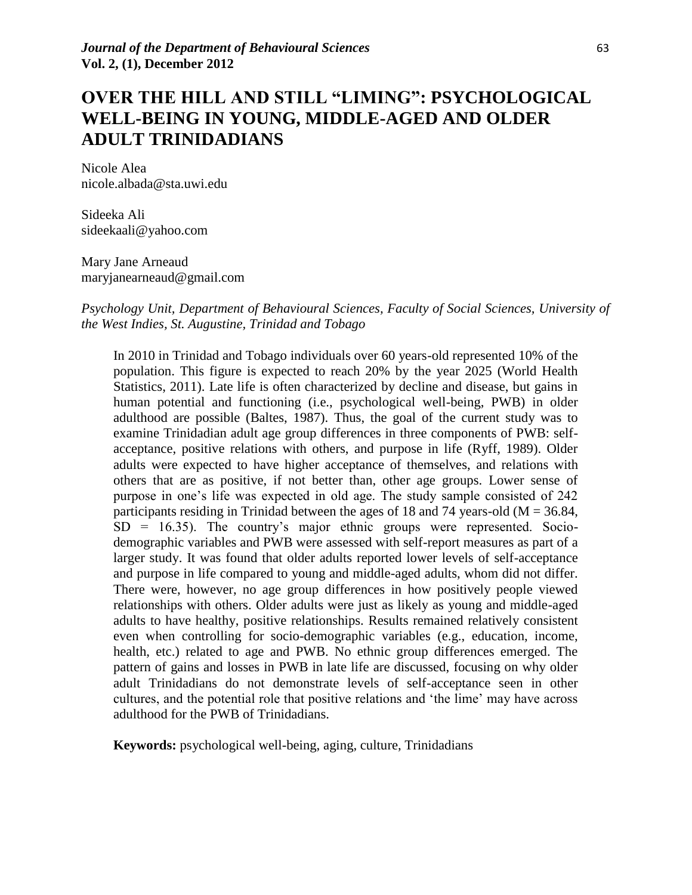# OVER THE HILL AND STILL "LIMING": PSYCHOLOGICAL WELL-BEING IN YOUNG, MIDDLE-AGED AND OLDER ADULT TRINIDADIANS

Nicole Alea
nicole.albada@sta.uwi.edu

Sideeka Ali
sideekaali@yahoo.com

Mary Jane Arneaud
maryjanearneaud@gmail.com

*Psychology Unit, Department of Behavioural Sciences, Faculty of Social Sciences, University of the West Indies, St. Augustine, Trinidad and Tobago*

In 2010 in Trinidad and Tobago individuals over 60 years-old represented 10% of the population. This figure is expected to reach 20% by the year 2025 (World Health Statistics, 2011). Late life is often characterized by decline and disease, but gains in human potential and functioning (i.e., psychological well-being, PWB) in older adulthood are possible (Baltes, 1987). Thus, the goal of the current study was to examine Trinidadian adult age group differences in three components of PWB: self-acceptance, positive relations with others, and purpose in life (Ryff, 1989). Older adults were expected to have higher acceptance of themselves, and relations with others that are as positive, if not better than, other age groups. Lower sense of purpose in one's life was expected in old age. The study sample consisted of 242 participants residing in Trinidad between the ages of 18 and 74 years-old ($M = 36.84$, $SD = 16.35$). The country's major ethnic groups were represented. Socio-demographic variables and PWB were assessed with self-report measures as part of a larger study. It was found that older adults reported lower levels of self-acceptance and purpose in life compared to young and middle-aged adults, whom did not differ. There were, however, no age group differences in how positively people viewed relationships with others. Older adults were just as likely as young and middle-aged adults to have healthy, positive relationships. Results remained relatively consistent even when controlling for socio-demographic variables (e.g., education, income, health, etc.) related to age and PWB. No ethnic group differences emerged. The pattern of gains and losses in PWB in late life are discussed, focusing on why older adult Trinidadians do not demonstrate levels of self-acceptance seen in other cultures, and the potential role that positive relations and 'the lime' may have across adulthood for the PWB of Trinidadians.

**Keywords:** psychological well-being, aging, culture, Trinidadians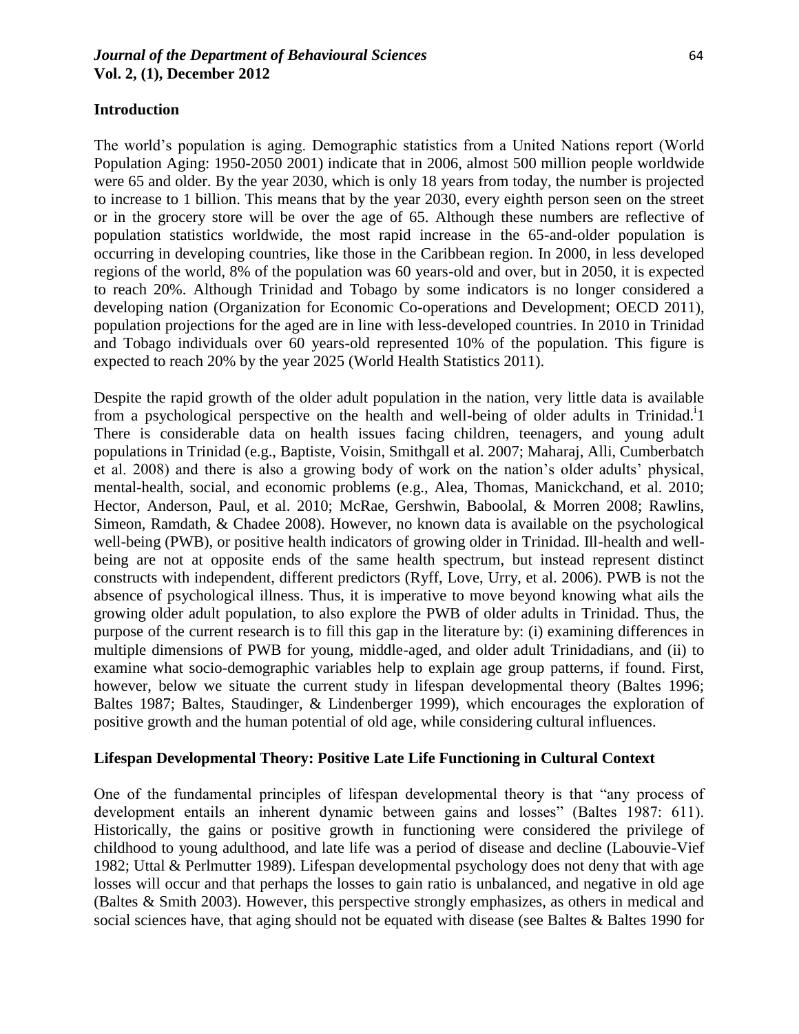## Introduction

The world's population is aging. Demographic statistics from a United Nations report (World Population Aging: 1950-2050 2001) indicate that in 2006, almost 500 million people worldwide were 65 and older. By the year 2030, which is only 18 years from today, the number is projected to increase to 1 billion. This means that by the year 2030, every eighth person seen on the street or in the grocery store will be over the age of 65. Although these numbers are reflective of population statistics worldwide, the most rapid increase in the 65-and-older population is occurring in developing countries, like those in the Caribbean region. In 2000, in less developed regions of the world, 8% of the population was 60 years-old and over, but in 2050, it is expected to reach 20%. Although Trinidad and Tobago by some indicators is no longer considered a developing nation (Organization for Economic Co-operations and Development; OECD 2011), population projections for the aged are in line with less-developed countries. In 2010 in Trinidad and Tobago individuals over 60 years-old represented 10% of the population. This figure is expected to reach 20% by the year 2025 (World Health Statistics 2011).

Despite the rapid growth of the older adult population in the nation, very little data is available from a psychological perspective on the health and well-being of older adults in Trinidad.[i]1 There is considerable data on health issues facing children, teenagers, and young adult populations in Trinidad (e.g., Baptiste, Voisin, Smithgall et al. 2007; Maharaj, Alli, Cumberbatch et al. 2008) and there is also a growing body of work on the nation's older adults' physical, mental-health, social, and economic problems (e.g., Alea, Thomas, Manickchand, et al. 2010; Hector, Anderson, Paul, et al. 2010; McRae, Gershwin, Baboolal, & Morren 2008; Rawlins, Simeon, Ramdath, & Chadee 2008). However, no known data is available on the psychological well-being (PWB), or positive health indicators of growing older in Trinidad. Ill-health and well-being are not at opposite ends of the same health spectrum, but instead represent distinct constructs with independent, different predictors (Ryff, Love, Urry, et al. 2006). PWB is not the absence of psychological illness. Thus, it is imperative to move beyond knowing what ails the growing older adult population, to also explore the PWB of older adults in Trinidad. Thus, the purpose of the current research is to fill this gap in the literature by: (i) examining differences in multiple dimensions of PWB for young, middle-aged, and older adult Trinidadians, and (ii) to examine what socio-demographic variables help to explain age group patterns, if found. First, however, below we situate the current study in lifespan developmental theory (Baltes 1996; Baltes 1987; Baltes, Staudinger, & Lindenberger 1999), which encourages the exploration of positive growth and the human potential of old age, while considering cultural influences.

## Lifespan Developmental Theory: Positive Late Life Functioning in Cultural Context

One of the fundamental principles of lifespan developmental theory is that "any process of development entails an inherent dynamic between gains and losses" (Baltes 1987: 611). Historically, the gains or positive growth in functioning were considered the privilege of childhood to young adulthood, and late life was a period of disease and decline (Labouvie-Vief 1982; Uttal & Perlmutter 1989). Lifespan developmental psychology does not deny that with age losses will occur and that perhaps the losses to gain ratio is unbalanced, and negative in old age (Baltes & Smith 2003). However, this perspective strongly emphasizes, as others in medical and social sciences have, that aging should not be equated with disease (see Baltes & Baltes 1990 for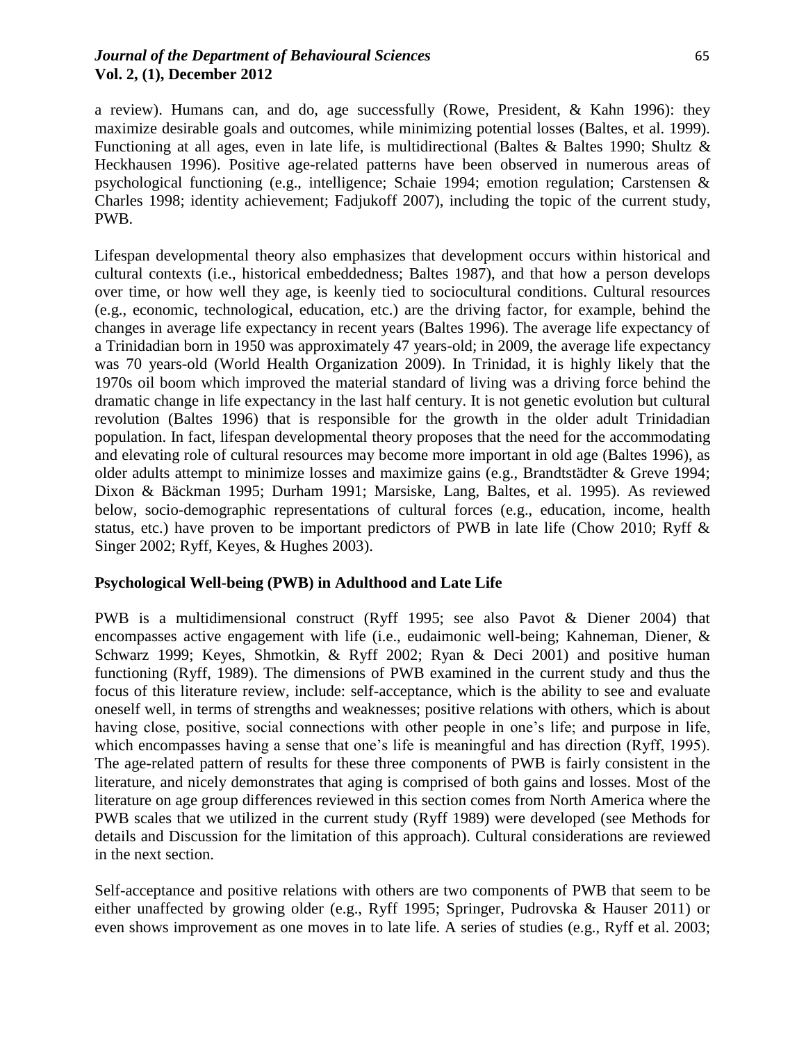a review). Humans can, and do, age successfully (Rowe, President, & Kahn 1996): they maximize desirable goals and outcomes, while minimizing potential losses (Baltes, et al. 1999). Functioning at all ages, even in late life, is multidirectional (Baltes & Baltes 1990; Shultz & Heckhausen 1996). Positive age-related patterns have been observed in numerous areas of psychological functioning (e.g., intelligence; Schaie 1994; emotion regulation; Carstensen & Charles 1998; identity achievement; Fadjukoff 2007), including the topic of the current study, PWB.

Lifespan developmental theory also emphasizes that development occurs within historical and cultural contexts (i.e., historical embeddedness; Baltes 1987), and that how a person develops over time, or how well they age, is keenly tied to sociocultural conditions. Cultural resources (e.g., economic, technological, education, etc.) are the driving factor, for example, behind the changes in average life expectancy in recent years (Baltes 1996). The average life expectancy of a Trinidadian born in 1950 was approximately 47 years-old; in 2009, the average life expectancy was 70 years-old (World Health Organization 2009). In Trinidad, it is highly likely that the 1970s oil boom which improved the material standard of living was a driving force behind the dramatic change in life expectancy in the last half century. It is not genetic evolution but cultural revolution (Baltes 1996) that is responsible for the growth in the older adult Trinidadian population. In fact, lifespan developmental theory proposes that the need for the accommodating and elevating role of cultural resources may become more important in old age (Baltes 1996), as older adults attempt to minimize losses and maximize gains (e.g., Brandtstädter & Greve 1994; Dixon & Bäckman 1995; Durham 1991; Marsiske, Lang, Baltes, et al. 1995). As reviewed below, socio-demographic representations of cultural forces (e.g., education, income, health status, etc.) have proven to be important predictors of PWB in late life (Chow 2010; Ryff & Singer 2002; Ryff, Keyes, & Hughes 2003).

## Psychological Well-being (PWB) in Adulthood and Late Life

PWB is a multidimensional construct (Ryff 1995; see also Pavot & Diener 2004) that encompasses active engagement with life (i.e., eudaimonic well-being; Kahneman, Diener, & Schwarz 1999; Keyes, Shmotkin, & Ryff 2002; Ryan & Deci 2001) and positive human functioning (Ryff, 1989). The dimensions of PWB examined in the current study and thus the focus of this literature review, include: self-acceptance, which is the ability to see and evaluate oneself well, in terms of strengths and weaknesses; positive relations with others, which is about having close, positive, social connections with other people in one's life; and purpose in life, which encompasses having a sense that one's life is meaningful and has direction (Ryff, 1995). The age-related pattern of results for these three components of PWB is fairly consistent in the literature, and nicely demonstrates that aging is comprised of both gains and losses. Most of the literature on age group differences reviewed in this section comes from North America where the PWB scales that we utilized in the current study (Ryff 1989) were developed (see Methods for details and Discussion for the limitation of this approach). Cultural considerations are reviewed in the next section.

Self-acceptance and positive relations with others are two components of PWB that seem to be either unaffected by growing older (e.g., Ryff 1995; Springer, Pudrovska & Hauser 2011) or even shows improvement as one moves in to late life. A series of studies (e.g., Ryff et al. 2003;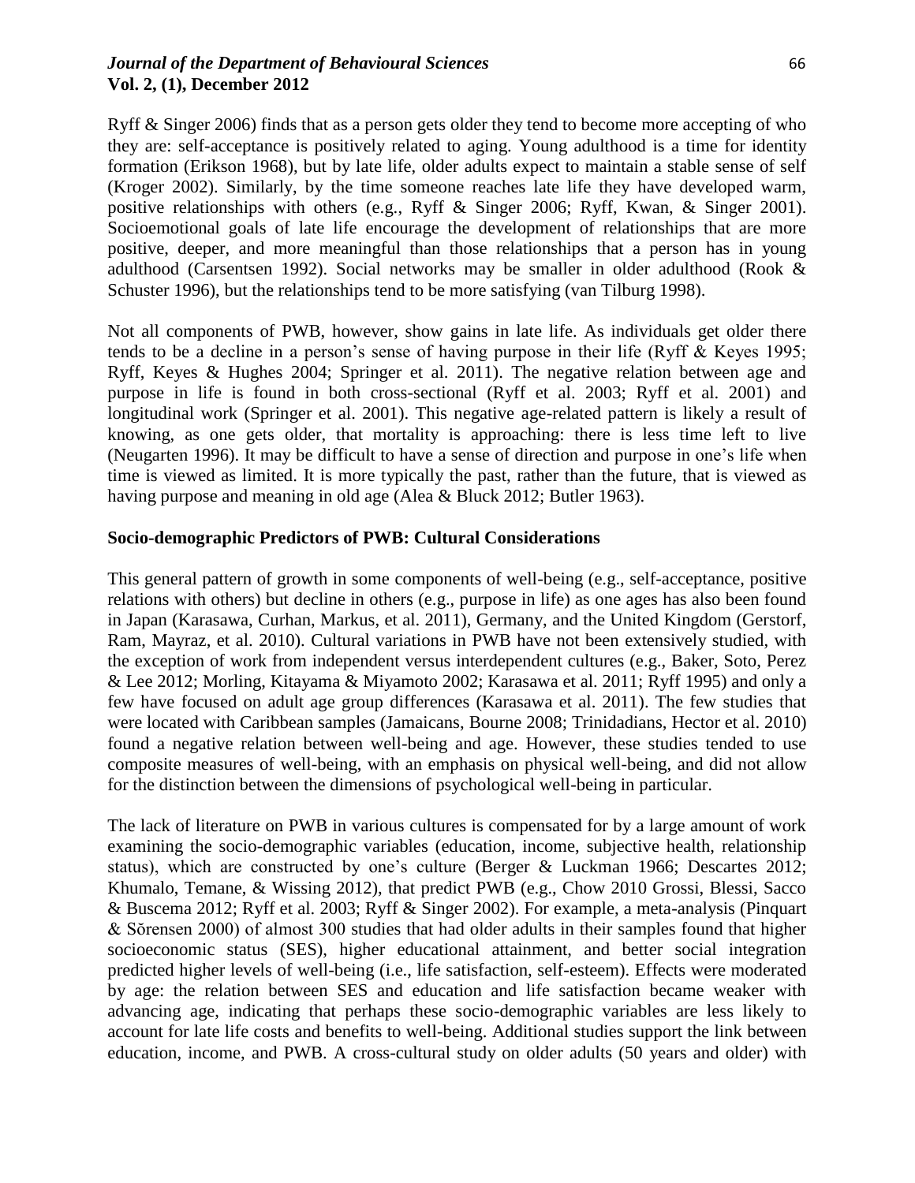Ryff & Singer 2006) finds that as a person gets older they tend to become more accepting of who they are: self-acceptance is positively related to aging. Young adulthood is a time for identity formation (Erikson 1968), but by late life, older adults expect to maintain a stable sense of self (Kroger 2002). Similarly, by the time someone reaches late life they have developed warm, positive relationships with others (e.g., Ryff & Singer 2006; Ryff, Kwan, & Singer 2001). Socioemotional goals of late life encourage the development of relationships that are more positive, deeper, and more meaningful than those relationships that a person has in young adulthood (Carsentsen 1992). Social networks may be smaller in older adulthood (Rook & Schuster 1996), but the relationships tend to be more satisfying (van Tilburg 1998).

Not all components of PWB, however, show gains in late life. As individuals get older there tends to be a decline in a person's sense of having purpose in their life (Ryff & Keyes 1995; Ryff, Keyes & Hughes 2004; Springer et al. 2011). The negative relation between age and purpose in life is found in both cross-sectional (Ryff et al. 2003; Ryff et al. 2001) and longitudinal work (Springer et al. 2001). This negative age-related pattern is likely a result of knowing, as one gets older, that mortality is approaching: there is less time left to live (Neugarten 1996). It may be difficult to have a sense of direction and purpose in one's life when time is viewed as limited. It is more typically the past, rather than the future, that is viewed as having purpose and meaning in old age (Alea & Bluck 2012; Butler 1963).

## Socio-demographic Predictors of PWB: Cultural Considerations

This general pattern of growth in some components of well-being (e.g., self-acceptance, positive relations with others) but decline in others (e.g., purpose in life) as one ages has also been found in Japan (Karasawa, Curhan, Markus, et al. 2011), Germany, and the United Kingdom (Gerstorf, Ram, Mayraz, et al. 2010). Cultural variations in PWB have not been extensively studied, with the exception of work from independent versus interdependent cultures (e.g., Baker, Soto, Perez & Lee 2012; Morling, Kitayama & Miyamoto 2002; Karasawa et al. 2011; Ryff 1995) and only a few have focused on adult age group differences (Karasawa et al. 2011). The few studies that were located with Caribbean samples (Jamaicans, Bourne 2008; Trinidadians, Hector et al. 2010) found a negative relation between well-being and age. However, these studies tended to use composite measures of well-being, with an emphasis on physical well-being, and did not allow for the distinction between the dimensions of psychological well-being in particular.

The lack of literature on PWB in various cultures is compensated for by a large amount of work examining the socio-demographic variables (education, income, subjective health, relationship status), which are constructed by one's culture (Berger & Luckman 1966; Descartes 2012; Khumalo, Temane, & Wissing 2012), that predict PWB (e.g., Chow 2010 Grossi, Blessi, Sacco & Buscema 2012; Ryff et al. 2003; Ryff & Singer 2002). For example, a meta-analysis (Pinquart & Sŏrensen 2000) of almost 300 studies that had older adults in their samples found that higher socioeconomic status (SES), higher educational attainment, and better social integration predicted higher levels of well-being (i.e., life satisfaction, self-esteem). Effects were moderated by age: the relation between SES and education and life satisfaction became weaker with advancing age, indicating that perhaps these socio-demographic variables are less likely to account for late life costs and benefits to well-being. Additional studies support the link between education, income, and PWB. A cross-cultural study on older adults (50 years and older) with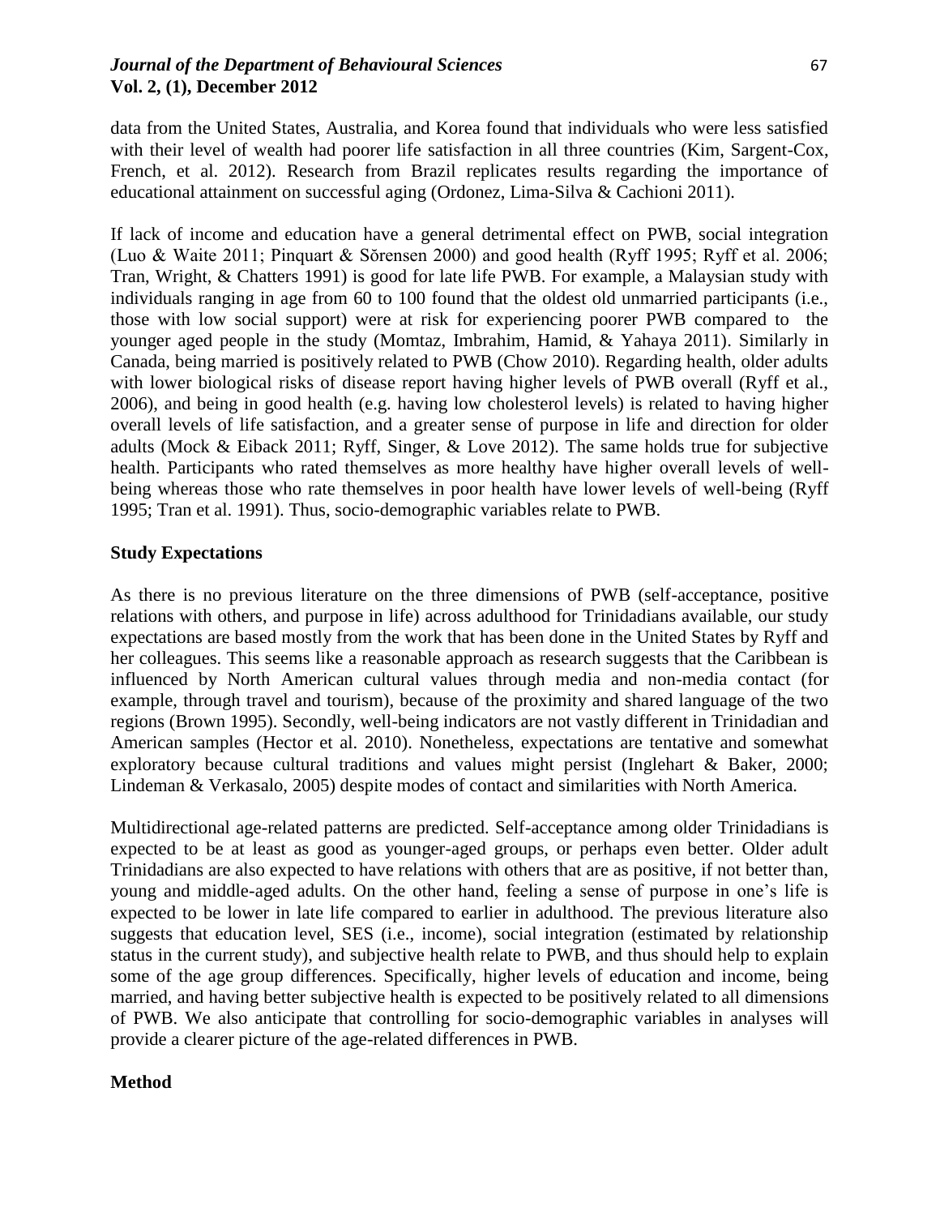data from the United States, Australia, and Korea found that individuals who were less satisfied with their level of wealth had poorer life satisfaction in all three countries (Kim, Sargent-Cox, French, et al. 2012). Research from Brazil replicates results regarding the importance of educational attainment on successful aging (Ordonez, Lima-Silva & Cachioni 2011).

If lack of income and education have a general detrimental effect on PWB, social integration (Luo & Waite 2011; Pinquart & Sŏrensen 2000) and good health (Ryff 1995; Ryff et al. 2006; Tran, Wright, & Chatters 1991) is good for late life PWB. For example, a Malaysian study with individuals ranging in age from 60 to 100 found that the oldest old unmarried participants (i.e., those with low social support) were at risk for experiencing poorer PWB compared to the younger aged people in the study (Momtaz, Imbrahim, Hamid, & Yahaya 2011). Similarly in Canada, being married is positively related to PWB (Chow 2010). Regarding health, older adults with lower biological risks of disease report having higher levels of PWB overall (Ryff et al., 2006), and being in good health (e.g. having low cholesterol levels) is related to having higher overall levels of life satisfaction, and a greater sense of purpose in life and direction for older adults (Mock & Eiback 2011; Ryff, Singer, & Love 2012). The same holds true for subjective health. Participants who rated themselves as more healthy have higher overall levels of well-being whereas those who rate themselves in poor health have lower levels of well-being (Ryff 1995; Tran et al. 1991). Thus, socio-demographic variables relate to PWB.

## Study Expectations

As there is no previous literature on the three dimensions of PWB (self-acceptance, positive relations with others, and purpose in life) across adulthood for Trinidadians available, our study expectations are based mostly from the work that has been done in the United States by Ryff and her colleagues. This seems like a reasonable approach as research suggests that the Caribbean is influenced by North American cultural values through media and non-media contact (for example, through travel and tourism), because of the proximity and shared language of the two regions (Brown 1995). Secondly, well-being indicators are not vastly different in Trinidadian and American samples (Hector et al. 2010). Nonetheless, expectations are tentative and somewhat exploratory because cultural traditions and values might persist (Inglehart & Baker, 2000; Lindeman & Verkasalo, 2005) despite modes of contact and similarities with North America.

Multidirectional age-related patterns are predicted. Self-acceptance among older Trinidadians is expected to be at least as good as younger-aged groups, or perhaps even better. Older adult Trinidadians are also expected to have relations with others that are as positive, if not better than, young and middle-aged adults. On the other hand, feeling a sense of purpose in one's life is expected to be lower in late life compared to earlier in adulthood. The previous literature also suggests that education level, SES (i.e., income), social integration (estimated by relationship status in the current study), and subjective health relate to PWB, and thus should help to explain some of the age group differences. Specifically, higher levels of education and income, being married, and having better subjective health is expected to be positively related to all dimensions of PWB. We also anticipate that controlling for socio-demographic variables in analyses will provide a clearer picture of the age-related differences in PWB.

## Method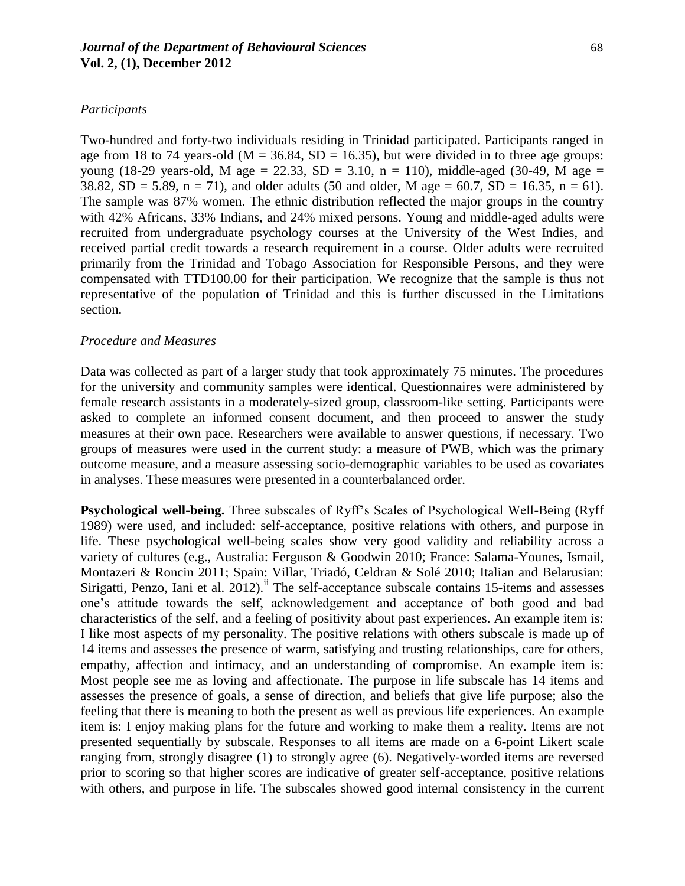*Participants*

Two-hundred and forty-two individuals residing in Trinidad participated. Participants ranged in age from 18 to 74 years-old ($M = 36.84$, $SD = 16.35$), but were divided in to three age groups: young (18-29 years-old, M age = 22.33, SD = 3.10, n = 110), middle-aged (30-49, M age = 38.82, SD = 5.89, n = 71), and older adults (50 and older, M age = 60.7, SD = 16.35, n = 61). The sample was 87% women. The ethnic distribution reflected the major groups in the country with 42% Africans, 33% Indians, and 24% mixed persons. Young and middle-aged adults were recruited from undergraduate psychology courses at the University of the West Indies, and received partial credit towards a research requirement in a course. Older adults were recruited primarily from the Trinidad and Tobago Association for Responsible Persons, and they were compensated with TTD100.00 for their participation. We recognize that the sample is thus not representative of the population of Trinidad and this is further discussed in the Limitations section.

*Procedure and Measures*

Data was collected as part of a larger study that took approximately 75 minutes. The procedures for the university and community samples were identical. Questionnaires were administered by female research assistants in a moderately-sized group, classroom-like setting. Participants were asked to complete an informed consent document, and then proceed to answer the study measures at their own pace. Researchers were available to answer questions, if necessary. Two groups of measures were used in the current study: a measure of PWB, which was the primary outcome measure, and a measure assessing socio-demographic variables to be used as covariates in analyses. These measures were presented in a counterbalanced order.

**Psychological well-being.** Three subscales of Ryff's Scales of Psychological Well-Being (Ryff 1989) were used, and included: self-acceptance, positive relations with others, and purpose in life. These psychological well-being scales show very good validity and reliability across a variety of cultures (e.g., Australia: Ferguson & Goodwin 2010; France: Salama-Younes, Ismail, Montazeri & Roncin 2011; Spain: Villar, Triadó, Celdran & Solé 2010; Italian and Belarusian: Sirigatti, Penzo, Iani et al. 2012).[ii] The self-acceptance subscale contains 15-items and assesses one's attitude towards the self, acknowledgement and acceptance of both good and bad characteristics of the self, and a feeling of positivity about past experiences. An example item is: I like most aspects of my personality. The positive relations with others subscale is made up of 14 items and assesses the presence of warm, satisfying and trusting relationships, care for others, empathy, affection and intimacy, and an understanding of compromise. An example item is: Most people see me as loving and affectionate. The purpose in life subscale has 14 items and assesses the presence of goals, a sense of direction, and beliefs that give life purpose; also the feeling that there is meaning to both the present as well as previous life experiences. An example item is: I enjoy making plans for the future and working to make them a reality. Items are not presented sequentially by subscale. Responses to all items are made on a 6-point Likert scale ranging from, strongly disagree (1) to strongly agree (6). Negatively-worded items are reversed prior to scoring so that higher scores are indicative of greater self-acceptance, positive relations with others, and purpose in life. The subscales showed good internal consistency in the current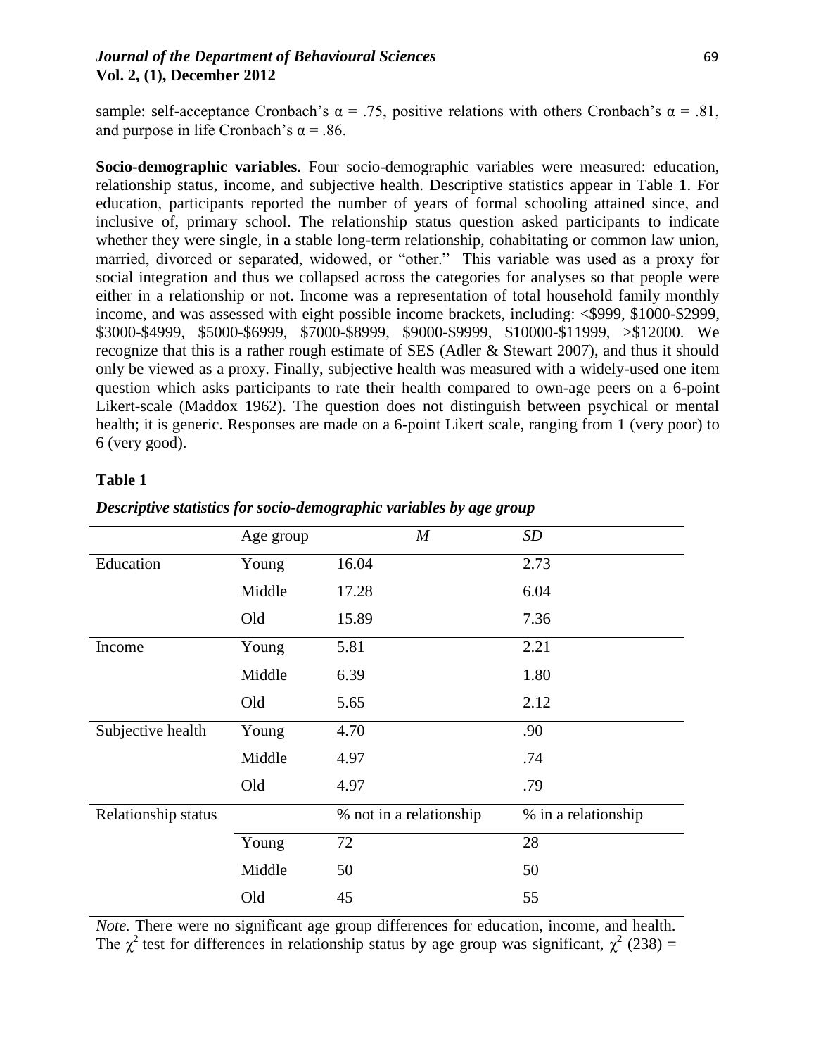sample: self-acceptance Cronbach's $\alpha$ = .75, positive relations with others Cronbach's $\alpha$ = .81, and purpose in life Cronbach's $\alpha$ = .86.

**Socio-demographic variables.** Four socio-demographic variables were measured: education, relationship status, income, and subjective health. Descriptive statistics appear in Table 1. For education, participants reported the number of years of formal schooling attained since, and inclusive of, primary school. The relationship status question asked participants to indicate whether they were single, in a stable long-term relationship, cohabitating or common law union, married, divorced or separated, widowed, or "other." This variable was used as a proxy for social integration and thus we collapsed across the categories for analyses so that people were either in a relationship or not. Income was a representation of total household family monthly income, and was assessed with eight possible income brackets, including: <$999, $1000-$2999, $3000-$4999, $5000-$6999, $7000-$8999, $9000-$9999, $10000-$11999, >$12000. We recognize that this is a rather rough estimate of SES (Adler & Stewart 2007), and thus it should only be viewed as a proxy. Finally, subjective health was measured with a widely-used one item question which asks participants to rate their health compared to own-age peers on a 6-point Likert-scale (Maddox 1962). The question does not distinguish between psychical or mental health; it is generic. Responses are made on a 6-point Likert scale, ranging from 1 (very poor) to 6 (very good).

**Table 1**

***Descriptive statistics for socio-demographic variables by age group***

| | Age group | *M* | *SD* |
|---|---|---|---|
| Education | Young | 16.04 | 2.73 |
| | Middle | 17.28 | 6.04 |
| | Old | 15.89 | 7.36 |
| Income | Young | 5.81 | 2.21 |
| | Middle | 6.39 | 1.80 |
| | Old | 5.65 | 2.12 |
| Subjective health | Young | 4.70 | .90 |
| | Middle | 4.97 | .74 |
| | Old | 4.97 | .79 |
| Relationship status | | % not in a relationship | % in a relationship |
| | Young | 72 | 28 |
| | Middle | 50 | 50 |
| | Old | 45 | 55 |

*Note.* There were no significant age group differences for education, income, and health. The $\chi^2$ test for differences in relationship status by age group was significant, $\chi^2$ (238) =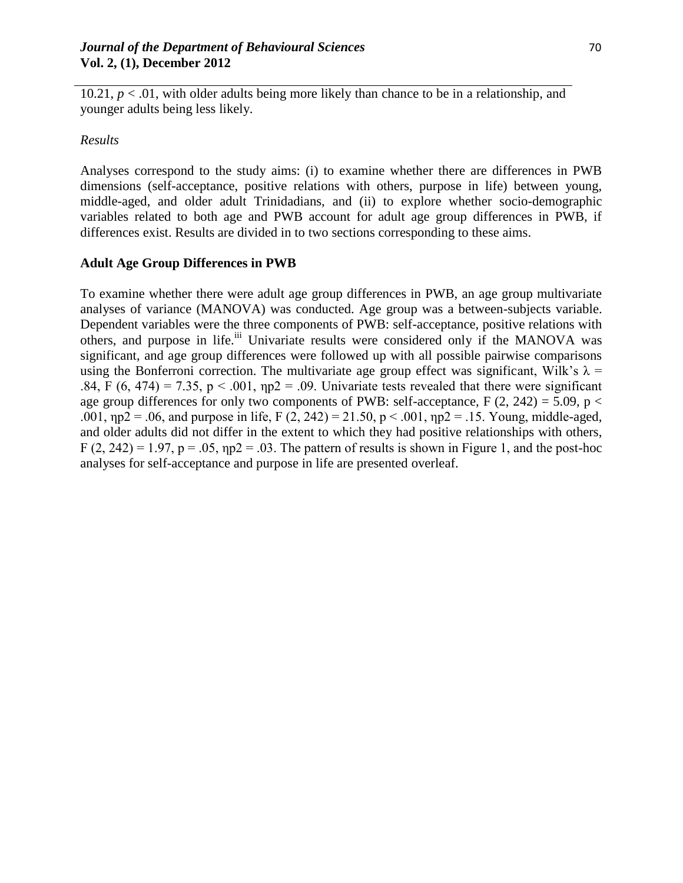10.21, $p < .01$, with older adults being more likely than chance to be in a relationship, and younger adults being less likely.

*Results*

Analyses correspond to the study aims: (i) to examine whether there are differences in PWB dimensions (self-acceptance, positive relations with others, purpose in life) between young, middle-aged, and older adult Trinidadians, and (ii) to explore whether socio-demographic variables related to both age and PWB account for adult age group differences in PWB, if differences exist. Results are divided in to two sections corresponding to these aims.

**Adult Age Group Differences in PWB**

To examine whether there were adult age group differences in PWB, an age group multivariate analyses of variance (MANOVA) was conducted. Age group was a between-subjects variable. Dependent variables were the three components of PWB: self-acceptance, positive relations with others, and purpose in life.[iii] Univariate results were considered only if the MANOVA was significant, and age group differences were followed up with all possible pairwise comparisons using the Bonferroni correction. The multivariate age group effect was significant, Wilk's $\lambda$ = .84, $F(6, 474) = 7.35$, $p < .001$, $\eta p2 = .09$. Univariate tests revealed that there were significant age group differences for only two components of PWB: self-acceptance, $F(2, 242) = 5.09$, $p < .001$, $\eta p2 = .06$, and purpose in life, $F(2, 242) = 21.50$, $p < .001$, $\eta p2 = .15$. Young, middle-aged, and older adults did not differ in the extent to which they had positive relationships with others, $F(2, 242) = 1.97$, $p = .05$, $\eta p2 = .03$. The pattern of results is shown in Figure 1, and the post-hoc analyses for self-acceptance and purpose in life are presented overleaf.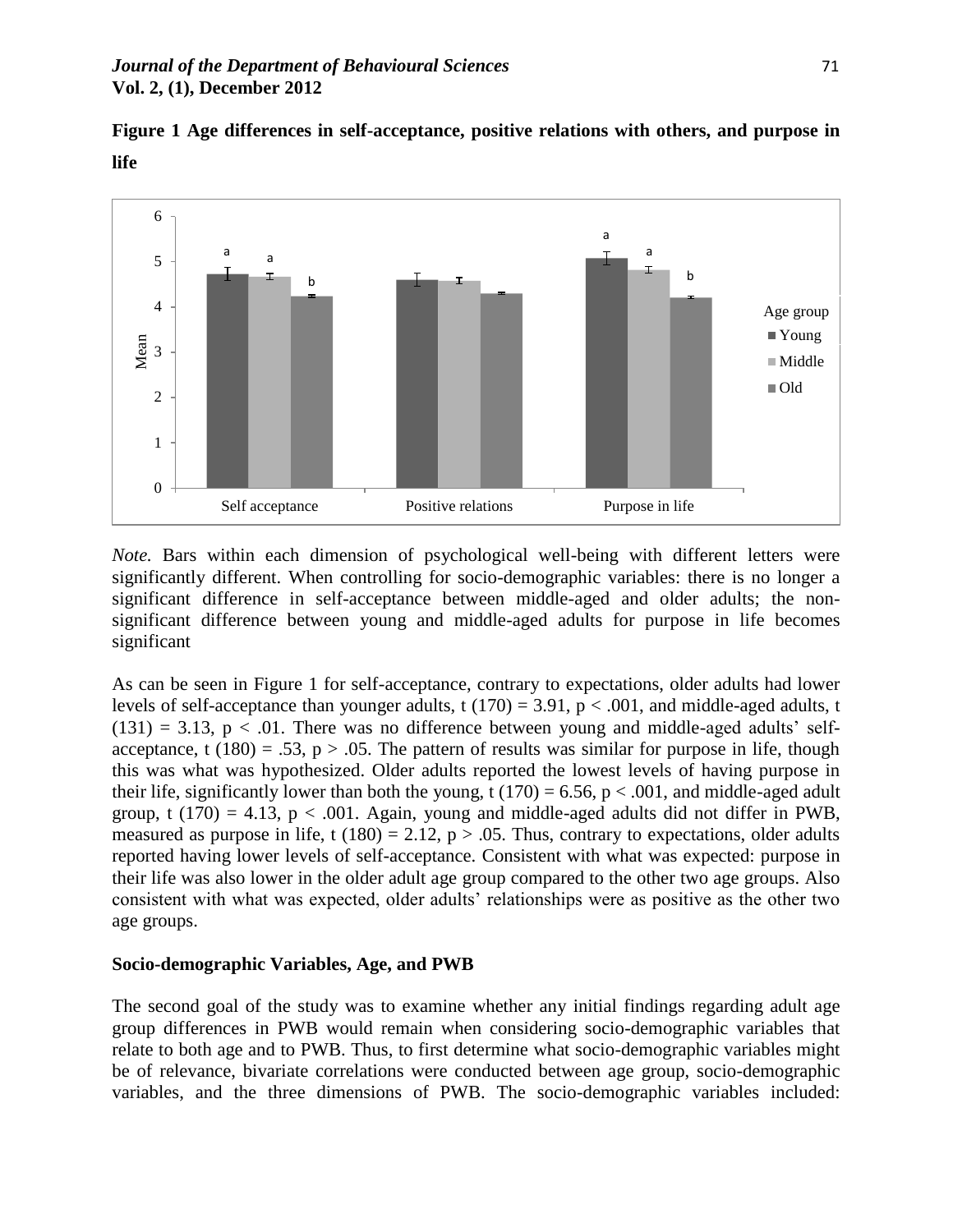**Figure 1 Age differences in self-acceptance, positive relations with others, and purpose in life**

*Note.* Bars within each dimension of psychological well-being with different letters were significantly different. When controlling for socio-demographic variables: there is no longer a significant difference in self-acceptance between middle-aged and older adults; the non-significant difference between young and middle-aged adults for purpose in life becomes significant

As can be seen in Figure 1 for self-acceptance, contrary to expectations, older adults had lower levels of self-acceptance than younger adults, $t(170) = 3.91$, $p < .001$, and middle-aged adults, $t(131) = 3.13$, $p < .01$. There was no difference between young and middle-aged adults' self-acceptance, $t(180) = .53$, $p > .05$. The pattern of results was similar for purpose in life, though this was what was hypothesized. Older adults reported the lowest levels of having purpose in their life, significantly lower than both the young, $t(170) = 6.56$, $p < .001$, and middle-aged adult group, $t(170) = 4.13$, $p < .001$. Again, young and middle-aged adults did not differ in PWB, measured as purpose in life, $t(180) = 2.12$, $p > .05$. Thus, contrary to expectations, older adults reported having lower levels of self-acceptance. Consistent with what was expected: purpose in their life was also lower in the older adult age group compared to the other two age groups. Also consistent with what was expected, older adults' relationships were as positive as the other two age groups.

**Socio-demographic Variables, Age, and PWB**

The second goal of the study was to examine whether any initial findings regarding adult age group differences in PWB would remain when considering socio-demographic variables that relate to both age and to PWB. Thus, to first determine what socio-demographic variables might be of relevance, bivariate correlations were conducted between age group, socio-demographic variables, and the three dimensions of PWB. The socio-demographic variables included: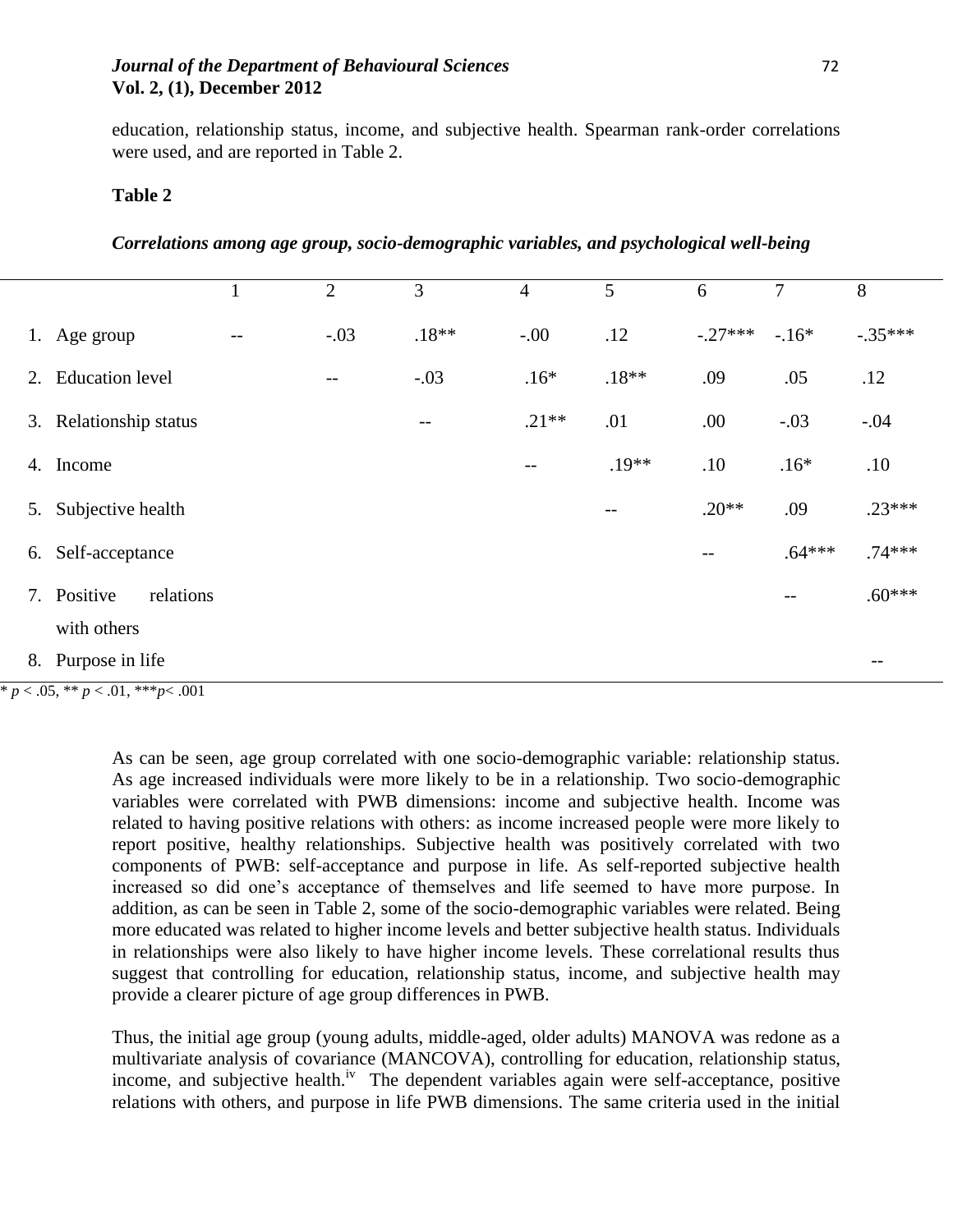education, relationship status, income, and subjective health. Spearman rank-order correlations were used, and are reported in Table 2.

**Table 2**

***Correlations among age group, socio-demographic variables, and psychological well-being***

| | 1 | 2 | 3 | 4 | 5 | 6 | 7 | 8 |
|---|---|---|---|---|---|---|---|---|
| 1. Age group | -- | -.03 | .18** | -.00 | .12 | -.27*** | -.16* | -.35*** |
| 2. Education level | | -- | -.03 | .16* | .18** | .09 | .05 | .12 |
| 3. Relationship status | | | -- | .21** | .01 | .00 | -.03 | -.04 |
| 4. Income | | | | -- | .19** | .10 | .16* | .10 |
| 5. Subjective health | | | | | -- | .20** | .09 | .23*** |
| 6. Self-acceptance | | | | | | -- | .64*** | .74*** |
| 7. Positive relations with others | | | | | | | -- | .60*** |
| 8. Purpose in life | | | | | | | | -- |

\* $p < .05$, ** $p < .01$, *** $p < .001$

As can be seen, age group correlated with one socio-demographic variable: relationship status. As age increased individuals were more likely to be in a relationship. Two socio-demographic variables were correlated with PWB dimensions: income and subjective health. Income was related to having positive relations with others: as income increased people were more likely to report positive, healthy relationships. Subjective health was positively correlated with two components of PWB: self-acceptance and purpose in life. As self-reported subjective health increased so did one's acceptance of themselves and life seemed to have more purpose. In addition, as can be seen in Table 2, some of the socio-demographic variables were related. Being more educated was related to higher income levels and better subjective health status. Individuals in relationships were also likely to have higher income levels. These correlational results thus suggest that controlling for education, relationship status, income, and subjective health may provide a clearer picture of age group differences in PWB.

Thus, the initial age group (young adults, middle-aged, older adults) MANOVA was redone as a multivariate analysis of covariance (MANCOVA), controlling for education, relationship status, income, and subjective health.[iv] The dependent variables again were self-acceptance, positive relations with others, and purpose in life PWB dimensions. The same criteria used in the initial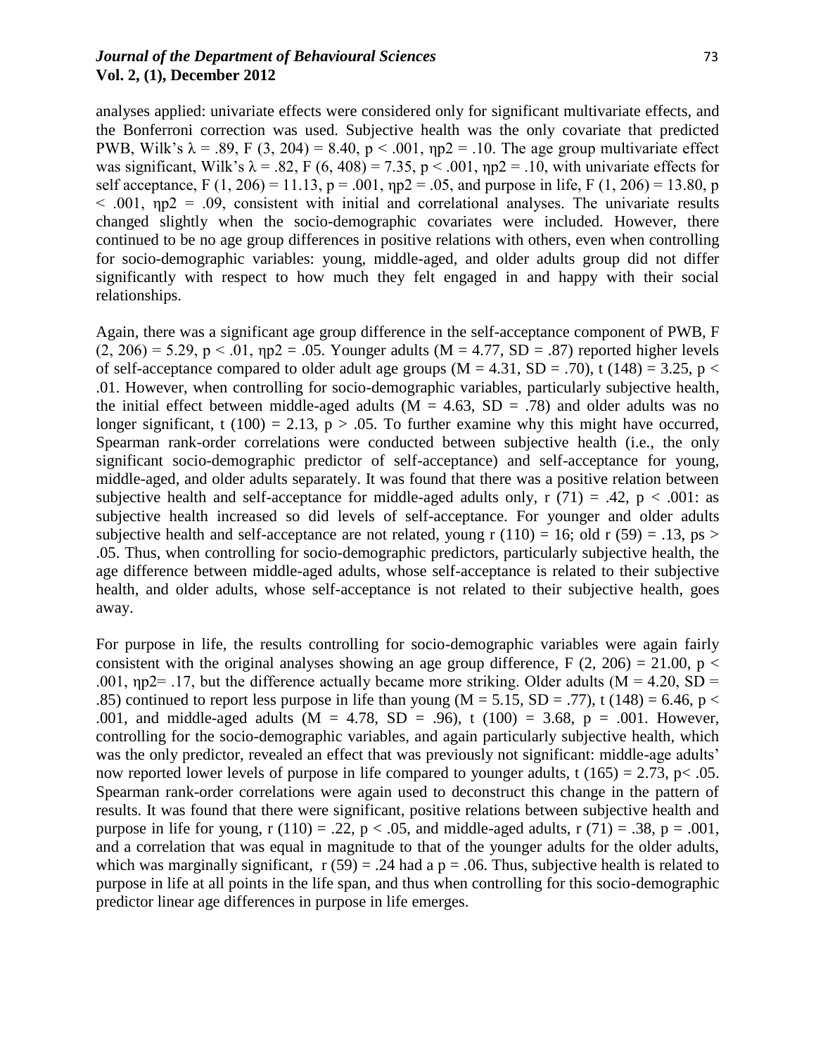analyses applied: univariate effects were considered only for significant multivariate effects, and the Bonferroni correction was used. Subjective health was the only covariate that predicted PWB, Wilk's $\lambda = .89$, $F(3, 204) = 8.40$, $p < .001$, $\eta p2 = .10$. The age group multivariate effect was significant, Wilk's $\lambda = .82$, $F(6, 408) = 7.35$, $p < .001$, $\eta p2 = .10$, with univariate effects for self acceptance, $F(1, 206) = 11.13$, $p = .001$, $\eta p2 = .05$, and purpose in life, $F(1, 206) = 13.80$, $p < .001$, $\eta p2 = .09$, consistent with initial and correlational analyses. The univariate results changed slightly when the socio-demographic covariates were included. However, there continued to be no age group differences in positive relations with others, even when controlling for socio-demographic variables: young, middle-aged, and older adults group did not differ significantly with respect to how much they felt engaged in and happy with their social relationships.

Again, there was a significant age group difference in the self-acceptance component of PWB, $F(2, 206) = 5.29$, $p < .01$, $\eta p2 = .05$. Younger adults ($M = 4.77$, $SD = .87$) reported higher levels of self-acceptance compared to older adult age groups ($M = 4.31$, $SD = .70$), $t(148) = 3.25$, $p < .01$. However, when controlling for socio-demographic variables, particularly subjective health, the initial effect between middle-aged adults ($M = 4.63$, $SD = .78$) and older adults was no longer significant, $t(100) = 2.13$, $p > .05$. To further examine why this might have occurred, Spearman rank-order correlations were conducted between subjective health (i.e., the only significant socio-demographic predictor of self-acceptance) and self-acceptance for young, middle-aged, and older adults separately. It was found that there was a positive relation between subjective health and self-acceptance for middle-aged adults only, $r(71) = .42$, $p < .001$: as subjective health increased so did levels of self-acceptance. For younger and older adults subjective health and self-acceptance are not related, young $r(110) = 16$; old $r(59) = .13$, $ps > .05$. Thus, when controlling for socio-demographic predictors, particularly subjective health, the age difference between middle-aged adults, whose self-acceptance is related to their subjective health, and older adults, whose self-acceptance is not related to their subjective health, goes away.

For purpose in life, the results controlling for socio-demographic variables were again fairly consistent with the original analyses showing an age group difference, $F(2, 206) = 21.00$, $p < .001$, $\eta p2 = .17$, but the difference actually became more striking. Older adults ($M = 4.20$, $SD = .85$) continued to report less purpose in life than young ($M = 5.15$, $SD = .77$), $t(148) = 6.46$, $p < .001$, and middle-aged adults ($M = 4.78$, $SD = .96$), $t(100) = 3.68$, $p = .001$. However, controlling for the socio-demographic variables, and again particularly subjective health, which was the only predictor, revealed an effect that was previously not significant: middle-age adults' now reported lower levels of purpose in life compared to younger adults, $t(165) = 2.73$, $p < .05$. Spearman rank-order correlations were again used to deconstruct this change in the pattern of results. It was found that there were significant, positive relations between subjective health and purpose in life for young, $r(110) = .22$, $p < .05$, and middle-aged adults, $r(71) = .38$, $p = .001$, and a correlation that was equal in magnitude to that of the younger adults for the older adults, which was marginally significant, $r(59) = .24$ had a $p = .06$. Thus, subjective health is related to purpose in life at all points in the life span, and thus when controlling for this socio-demographic predictor linear age differences in purpose in life emerges.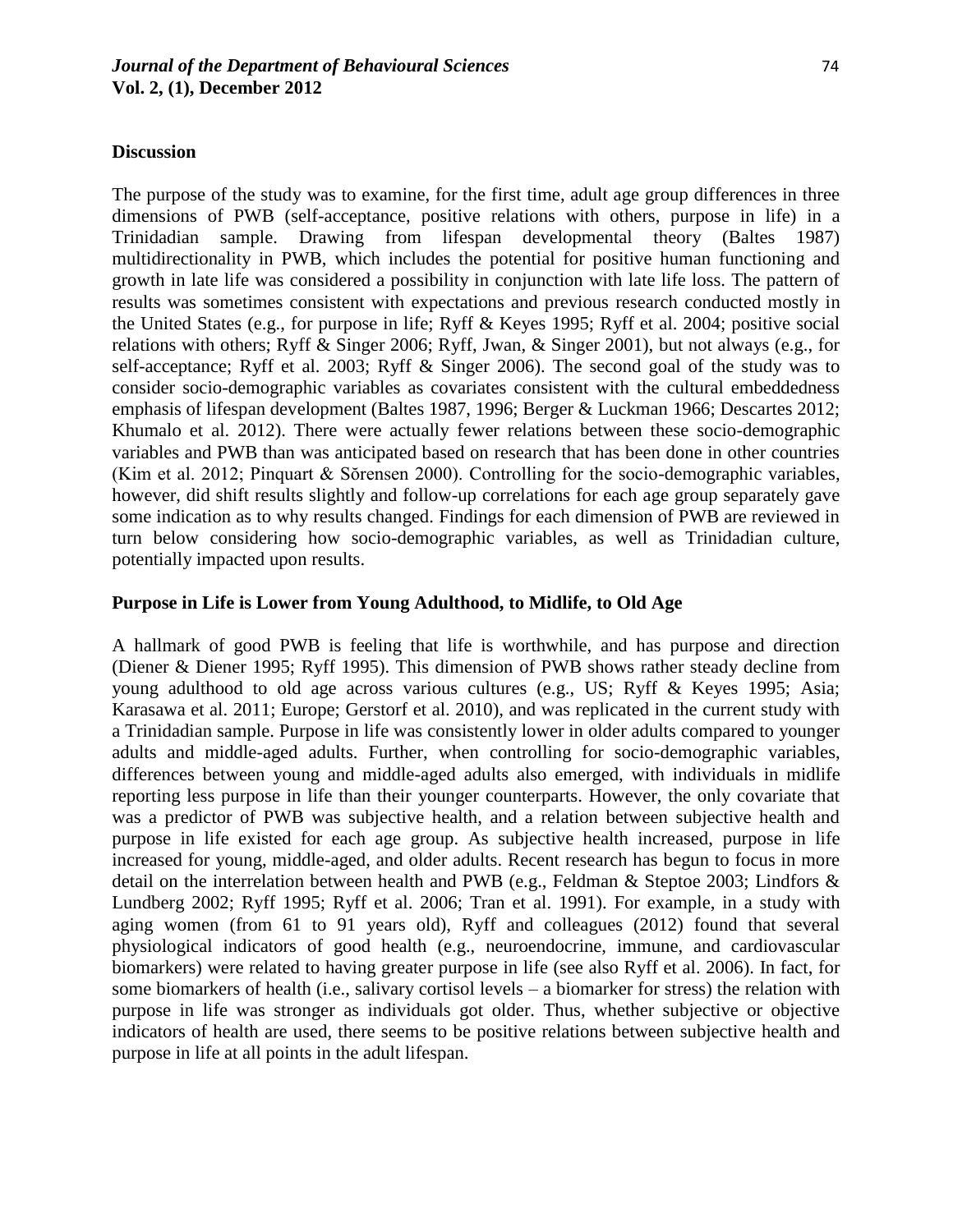## Discussion

The purpose of the study was to examine, for the first time, adult age group differences in three dimensions of PWB (self-acceptance, positive relations with others, purpose in life) in a Trinidadian sample. Drawing from lifespan developmental theory (Baltes 1987) multidirectionality in PWB, which includes the potential for positive human functioning and growth in late life was considered a possibility in conjunction with late life loss. The pattern of results was sometimes consistent with expectations and previous research conducted mostly in the United States (e.g., for purpose in life; Ryff & Keyes 1995; Ryff et al. 2004; positive social relations with others; Ryff & Singer 2006; Ryff, Jwan, & Singer 2001), but not always (e.g., for self-acceptance; Ryff et al. 2003; Ryff & Singer 2006). The second goal of the study was to consider socio-demographic variables as covariates consistent with the cultural embeddedness emphasis of lifespan development (Baltes 1987, 1996; Berger & Luckman 1966; Descartes 2012; Khumalo et al. 2012). There were actually fewer relations between these socio-demographic variables and PWB than was anticipated based on research that has been done in other countries (Kim et al. 2012; Pinquart & Sŏrensen 2000). Controlling for the socio-demographic variables, however, did shift results slightly and follow-up correlations for each age group separately gave some indication as to why results changed. Findings for each dimension of PWB are reviewed in turn below considering how socio-demographic variables, as well as Trinidadian culture, potentially impacted upon results.

### Purpose in Life is Lower from Young Adulthood, to Midlife, to Old Age

A hallmark of good PWB is feeling that life is worthwhile, and has purpose and direction (Diener & Diener 1995; Ryff 1995). This dimension of PWB shows rather steady decline from young adulthood to old age across various cultures (e.g., US; Ryff & Keyes 1995; Asia; Karasawa et al. 2011; Europe; Gerstorf et al. 2010), and was replicated in the current study with a Trinidadian sample. Purpose in life was consistently lower in older adults compared to younger adults and middle-aged adults. Further, when controlling for socio-demographic variables, differences between young and middle-aged adults also emerged, with individuals in midlife reporting less purpose in life than their younger counterparts. However, the only covariate that was a predictor of PWB was subjective health, and a relation between subjective health and purpose in life existed for each age group. As subjective health increased, purpose in life increased for young, middle-aged, and older adults. Recent research has begun to focus in more detail on the interrelation between health and PWB (e.g., Feldman & Steptoe 2003; Lindfors & Lundberg 2002; Ryff 1995; Ryff et al. 2006; Tran et al. 1991). For example, in a study with aging women (from 61 to 91 years old), Ryff and colleagues (2012) found that several physiological indicators of good health (e.g., neuroendocrine, immune, and cardiovascular biomarkers) were related to having greater purpose in life (see also Ryff et al. 2006). In fact, for some biomarkers of health (i.e., salivary cortisol levels – a biomarker for stress) the relation with purpose in life was stronger as individuals got older. Thus, whether subjective or objective indicators of health are used, there seems to be positive relations between subjective health and purpose in life at all points in the adult lifespan.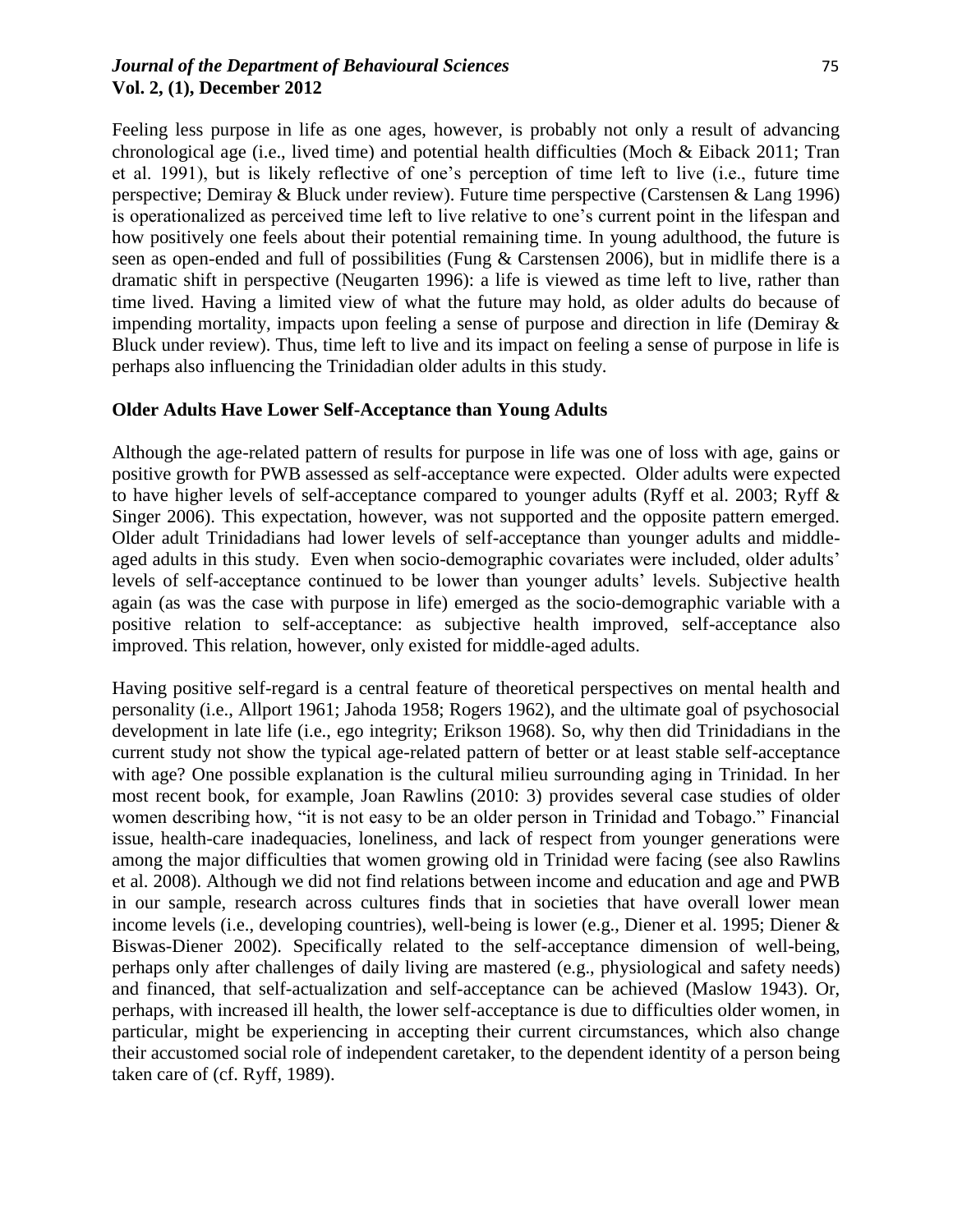Feeling less purpose in life as one ages, however, is probably not only a result of advancing chronological age (i.e., lived time) and potential health difficulties (Moch & Eiback 2011; Tran et al. 1991), but is likely reflective of one's perception of time left to live (i.e., future time perspective; Demiray & Bluck under review). Future time perspective (Carstensen & Lang 1996) is operationalized as perceived time left to live relative to one's current point in the lifespan and how positively one feels about their potential remaining time. In young adulthood, the future is seen as open-ended and full of possibilities (Fung & Carstensen 2006), but in midlife there is a dramatic shift in perspective (Neugarten 1996): a life is viewed as time left to live, rather than time lived. Having a limited view of what the future may hold, as older adults do because of impending mortality, impacts upon feeling a sense of purpose and direction in life (Demiray & Bluck under review). Thus, time left to live and its impact on feeling a sense of purpose in life is perhaps also influencing the Trinidadian older adults in this study.

**Older Adults Have Lower Self-Acceptance than Young Adults**

Although the age-related pattern of results for purpose in life was one of loss with age, gains or positive growth for PWB assessed as self-acceptance were expected. Older adults were expected to have higher levels of self-acceptance compared to younger adults (Ryff et al. 2003; Ryff & Singer 2006). This expectation, however, was not supported and the opposite pattern emerged. Older adult Trinidadians had lower levels of self-acceptance than younger adults and middle-aged adults in this study. Even when socio-demographic covariates were included, older adults' levels of self-acceptance continued to be lower than younger adults' levels. Subjective health again (as was the case with purpose in life) emerged as the socio-demographic variable with a positive relation to self-acceptance: as subjective health improved, self-acceptance also improved. This relation, however, only existed for middle-aged adults.

Having positive self-regard is a central feature of theoretical perspectives on mental health and personality (i.e., Allport 1961; Jahoda 1958; Rogers 1962), and the ultimate goal of psychosocial development in late life (i.e., ego integrity; Erikson 1968). So, why then did Trinidadians in the current study not show the typical age-related pattern of better or at least stable self-acceptance with age? One possible explanation is the cultural milieu surrounding aging in Trinidad. In her most recent book, for example, Joan Rawlins (2010: 3) provides several case studies of older women describing how, "it is not easy to be an older person in Trinidad and Tobago." Financial issue, health-care inadequacies, loneliness, and lack of respect from younger generations were among the major difficulties that women growing old in Trinidad were facing (see also Rawlins et al. 2008). Although we did not find relations between income and education and age and PWB in our sample, research across cultures finds that in societies that have overall lower mean income levels (i.e., developing countries), well-being is lower (e.g., Diener et al. 1995; Diener & Biswas-Diener 2002). Specifically related to the self-acceptance dimension of well-being, perhaps only after challenges of daily living are mastered (e.g., physiological and safety needs) and financed, that self-actualization and self-acceptance can be achieved (Maslow 1943). Or, perhaps, with increased ill health, the lower self-acceptance is due to difficulties older women, in particular, might be experiencing in accepting their current circumstances, which also change their accustomed social role of independent caretaker, to the dependent identity of a person being taken care of (cf. Ryff, 1989).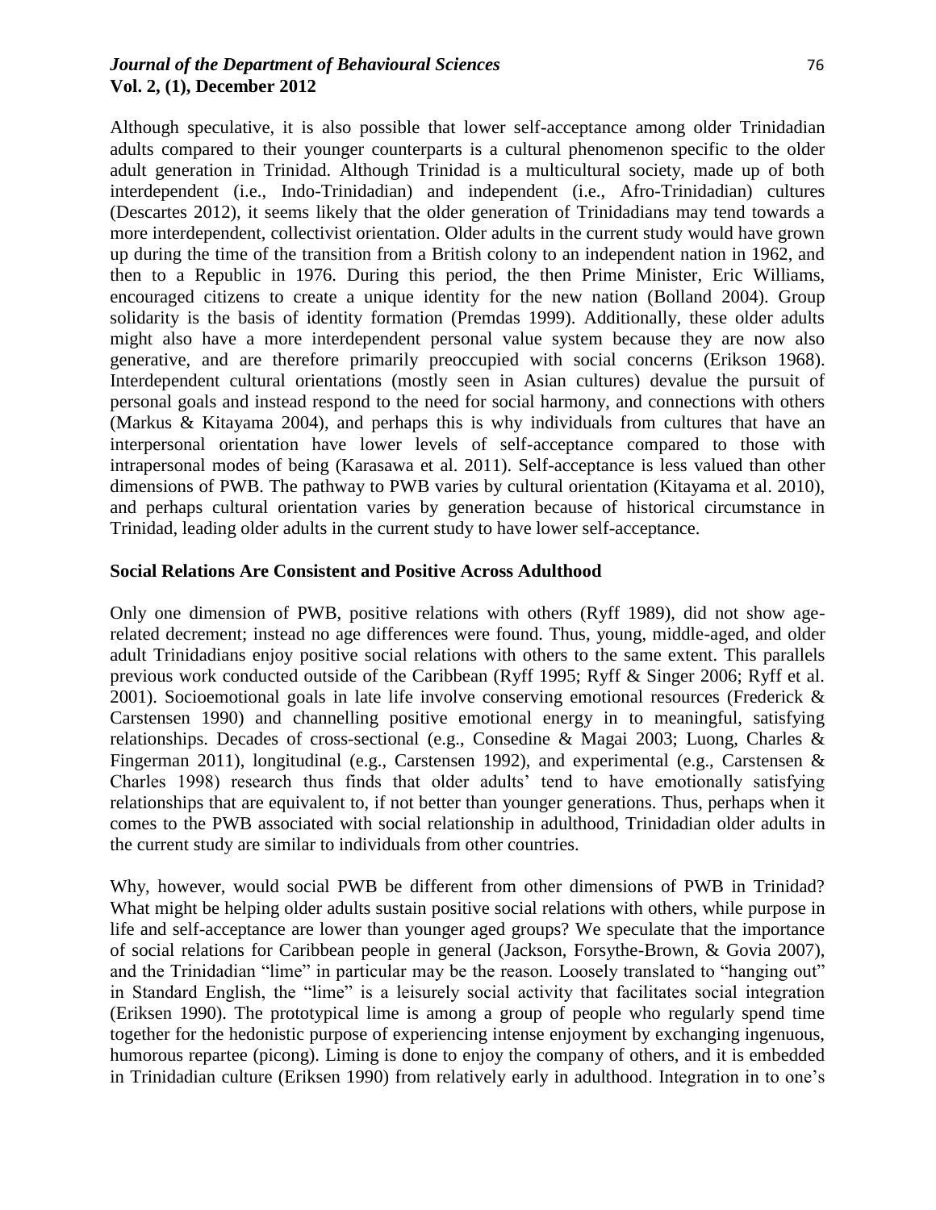Although speculative, it is also possible that lower self-acceptance among older Trinidadian adults compared to their younger counterparts is a cultural phenomenon specific to the older adult generation in Trinidad. Although Trinidad is a multicultural society, made up of both interdependent (i.e., Indo-Trinidadian) and independent (i.e., Afro-Trinidadian) cultures (Descartes 2012), it seems likely that the older generation of Trinidadians may tend towards a more interdependent, collectivist orientation. Older adults in the current study would have grown up during the time of the transition from a British colony to an independent nation in 1962, and then to a Republic in 1976. During this period, the then Prime Minister, Eric Williams, encouraged citizens to create a unique identity for the new nation (Bolland 2004). Group solidarity is the basis of identity formation (Premdas 1999). Additionally, these older adults might also have a more interdependent personal value system because they are now also generative, and are therefore primarily preoccupied with social concerns (Erikson 1968). Interdependent cultural orientations (mostly seen in Asian cultures) devalue the pursuit of personal goals and instead respond to the need for social harmony, and connections with others (Markus & Kitayama 2004), and perhaps this is why individuals from cultures that have an interpersonal orientation have lower levels of self-acceptance compared to those with intrapersonal modes of being (Karasawa et al. 2011). Self-acceptance is less valued than other dimensions of PWB. The pathway to PWB varies by cultural orientation (Kitayama et al. 2010), and perhaps cultural orientation varies by generation because of historical circumstance in Trinidad, leading older adults in the current study to have lower self-acceptance.

**Social Relations Are Consistent and Positive Across Adulthood**

Only one dimension of PWB, positive relations with others (Ryff 1989), did not show age-related decrement; instead no age differences were found. Thus, young, middle-aged, and older adult Trinidadians enjoy positive social relations with others to the same extent. This parallels previous work conducted outside of the Caribbean (Ryff 1995; Ryff & Singer 2006; Ryff et al. 2001). Socioemotional goals in late life involve conserving emotional resources (Frederick & Carstensen 1990) and channelling positive emotional energy in to meaningful, satisfying relationships. Decades of cross-sectional (e.g., Consedine & Magai 2003; Luong, Charles & Fingerman 2011), longitudinal (e.g., Carstensen 1992), and experimental (e.g., Carstensen & Charles 1998) research thus finds that older adults' tend to have emotionally satisfying relationships that are equivalent to, if not better than younger generations. Thus, perhaps when it comes to the PWB associated with social relationship in adulthood, Trinidadian older adults in the current study are similar to individuals from other countries.

Why, however, would social PWB be different from other dimensions of PWB in Trinidad? What might be helping older adults sustain positive social relations with others, while purpose in life and self-acceptance are lower than younger aged groups? We speculate that the importance of social relations for Caribbean people in general (Jackson, Forsythe-Brown, & Govia 2007), and the Trinidadian "lime" in particular may be the reason. Loosely translated to "hanging out" in Standard English, the "lime" is a leisurely social activity that facilitates social integration (Eriksen 1990). The prototypical lime is among a group of people who regularly spend time together for the hedonistic purpose of experiencing intense enjoyment by exchanging ingenuous, humorous repartee (picong). Liming is done to enjoy the company of others, and it is embedded in Trinidadian culture (Eriksen 1990) from relatively early in adulthood. Integration in to one's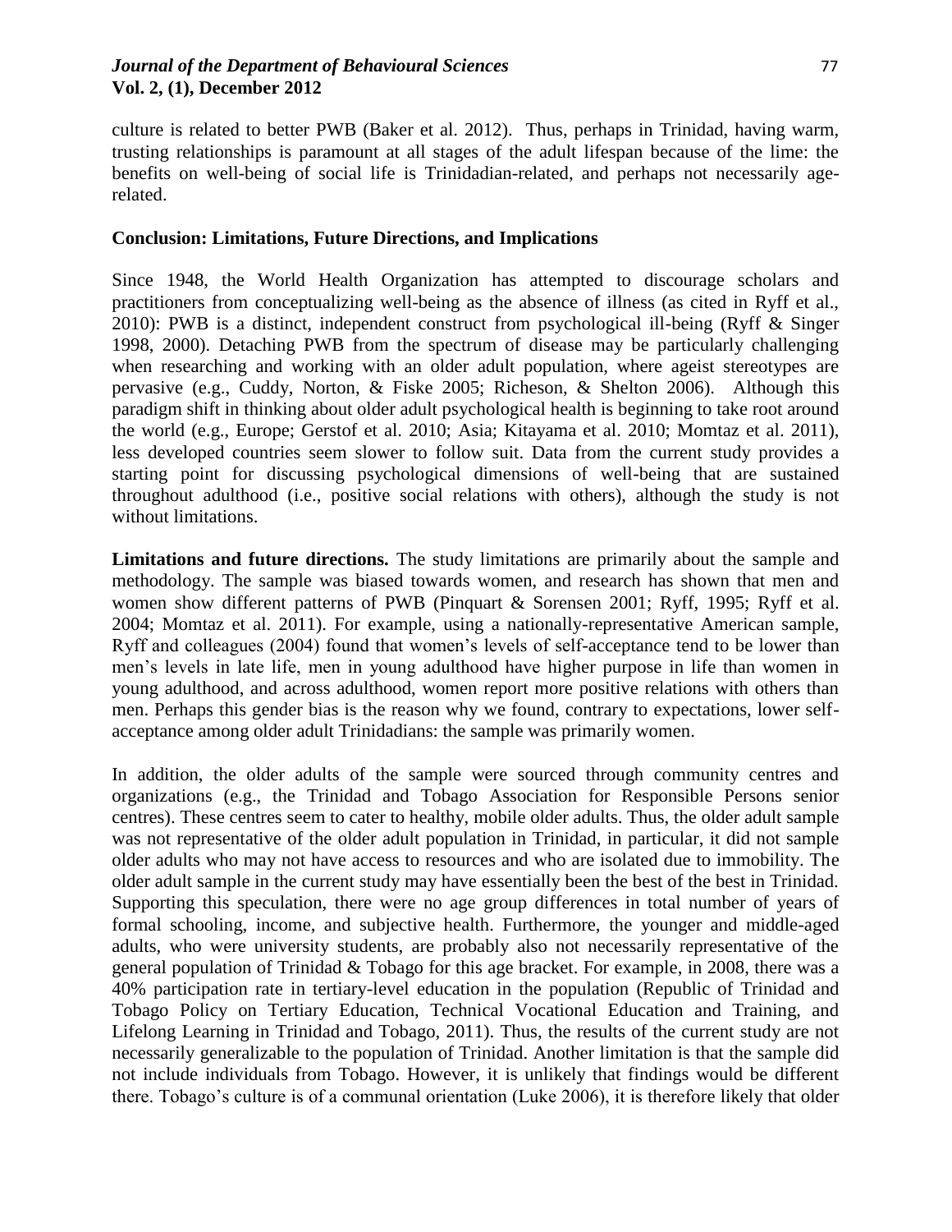culture is related to better PWB (Baker et al. 2012). Thus, perhaps in Trinidad, having warm, trusting relationships is paramount at all stages of the adult lifespan because of the lime: the benefits on well-being of social life is Trinidadian-related, and perhaps not necessarily age-related.

## Conclusion: Limitations, Future Directions, and Implications

Since 1948, the World Health Organization has attempted to discourage scholars and practitioners from conceptualizing well-being as the absence of illness (as cited in Ryff et al., 2010): PWB is a distinct, independent construct from psychological ill-being (Ryff & Singer 1998, 2000). Detaching PWB from the spectrum of disease may be particularly challenging when researching and working with an older adult population, where ageist stereotypes are pervasive (e.g., Cuddy, Norton, & Fiske 2005; Richeson, & Shelton 2006). Although this paradigm shift in thinking about older adult psychological health is beginning to take root around the world (e.g., Europe; Gerstof et al. 2010; Asia; Kitayama et al. 2010; Momtaz et al. 2011), less developed countries seem slower to follow suit. Data from the current study provides a starting point for discussing psychological dimensions of well-being that are sustained throughout adulthood (i.e., positive social relations with others), although the study is not without limitations.

**Limitations and future directions.** The study limitations are primarily about the sample and methodology. The sample was biased towards women, and research has shown that men and women show different patterns of PWB (Pinquart & Sorensen 2001; Ryff, 1995; Ryff et al. 2004; Momtaz et al. 2011). For example, using a nationally-representative American sample, Ryff and colleagues (2004) found that women's levels of self-acceptance tend to be lower than men's levels in late life, men in young adulthood have higher purpose in life than women in young adulthood, and across adulthood, women report more positive relations with others than men. Perhaps this gender bias is the reason why we found, contrary to expectations, lower self-acceptance among older adult Trinidadians: the sample was primarily women.

In addition, the older adults of the sample were sourced through community centres and organizations (e.g., the Trinidad and Tobago Association for Responsible Persons senior centres). These centres seem to cater to healthy, mobile older adults. Thus, the older adult sample was not representative of the older adult population in Trinidad, in particular, it did not sample older adults who may not have access to resources and who are isolated due to immobility. The older adult sample in the current study may have essentially been the best of the best in Trinidad. Supporting this speculation, there were no age group differences in total number of years of formal schooling, income, and subjective health. Furthermore, the younger and middle-aged adults, who were university students, are probably also not necessarily representative of the general population of Trinidad & Tobago for this age bracket. For example, in 2008, there was a 40% participation rate in tertiary-level education in the population (Republic of Trinidad and Tobago Policy on Tertiary Education, Technical Vocational Education and Training, and Lifelong Learning in Trinidad and Tobago, 2011). Thus, the results of the current study are not necessarily generalizable to the population of Trinidad. Another limitation is that the sample did not include individuals from Tobago. However, it is unlikely that findings would be different there. Tobago's culture is of a communal orientation (Luke 2006), it is therefore likely that older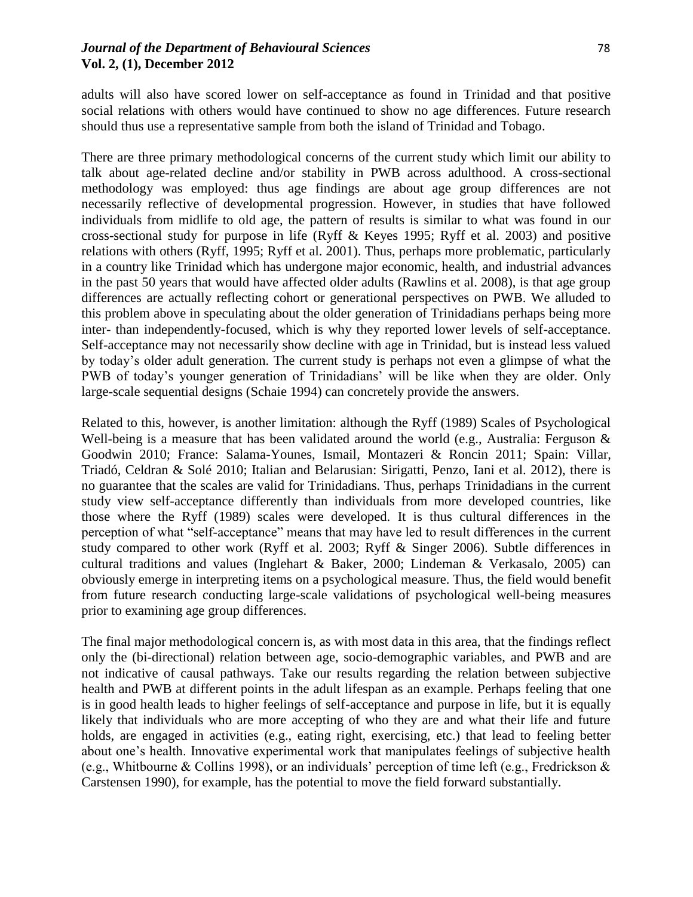adults will also have scored lower on self-acceptance as found in Trinidad and that positive social relations with others would have continued to show no age differences. Future research should thus use a representative sample from both the island of Trinidad and Tobago.

There are three primary methodological concerns of the current study which limit our ability to talk about age-related decline and/or stability in PWB across adulthood. A cross-sectional methodology was employed: thus age findings are about age group differences are not necessarily reflective of developmental progression. However, in studies that have followed individuals from midlife to old age, the pattern of results is similar to what was found in our cross-sectional study for purpose in life (Ryff & Keyes 1995; Ryff et al. 2003) and positive relations with others (Ryff, 1995; Ryff et al. 2001). Thus, perhaps more problematic, particularly in a country like Trinidad which has undergone major economic, health, and industrial advances in the past 50 years that would have affected older adults (Rawlins et al. 2008), is that age group differences are actually reflecting cohort or generational perspectives on PWB. We alluded to this problem above in speculating about the older generation of Trinidadians perhaps being more inter- than independently-focused, which is why they reported lower levels of self-acceptance. Self-acceptance may not necessarily show decline with age in Trinidad, but is instead less valued by today's older adult generation. The current study is perhaps not even a glimpse of what the PWB of today's younger generation of Trinidadians' will be like when they are older. Only large-scale sequential designs (Schaie 1994) can concretely provide the answers.

Related to this, however, is another limitation: although the Ryff (1989) Scales of Psychological Well-being is a measure that has been validated around the world (e.g., Australia: Ferguson & Goodwin 2010; France: Salama-Younes, Ismail, Montazeri & Roncin 2011; Spain: Villar, Triadó, Celdran & Solé 2010; Italian and Belarusian: Sirigatti, Penzo, Iani et al. 2012), there is no guarantee that the scales are valid for Trinidadians. Thus, perhaps Trinidadians in the current study view self-acceptance differently than individuals from more developed countries, like those where the Ryff (1989) scales were developed. It is thus cultural differences in the perception of what "self-acceptance" means that may have led to result differences in the current study compared to other work (Ryff et al. 2003; Ryff & Singer 2006). Subtle differences in cultural traditions and values (Inglehart & Baker, 2000; Lindeman & Verkasalo, 2005) can obviously emerge in interpreting items on a psychological measure. Thus, the field would benefit from future research conducting large-scale validations of psychological well-being measures prior to examining age group differences.

The final major methodological concern is, as with most data in this area, that the findings reflect only the (bi-directional) relation between age, socio-demographic variables, and PWB and are not indicative of causal pathways. Take our results regarding the relation between subjective health and PWB at different points in the adult lifespan as an example. Perhaps feeling that one is in good health leads to higher feelings of self-acceptance and purpose in life, but it is equally likely that individuals who are more accepting of who they are and what their life and future holds, are engaged in activities (e.g., eating right, exercising, etc.) that lead to feeling better about one's health. Innovative experimental work that manipulates feelings of subjective health (e.g., Whitbourne & Collins 1998), or an individuals' perception of time left (e.g., Fredrickson & Carstensen 1990), for example, has the potential to move the field forward substantially.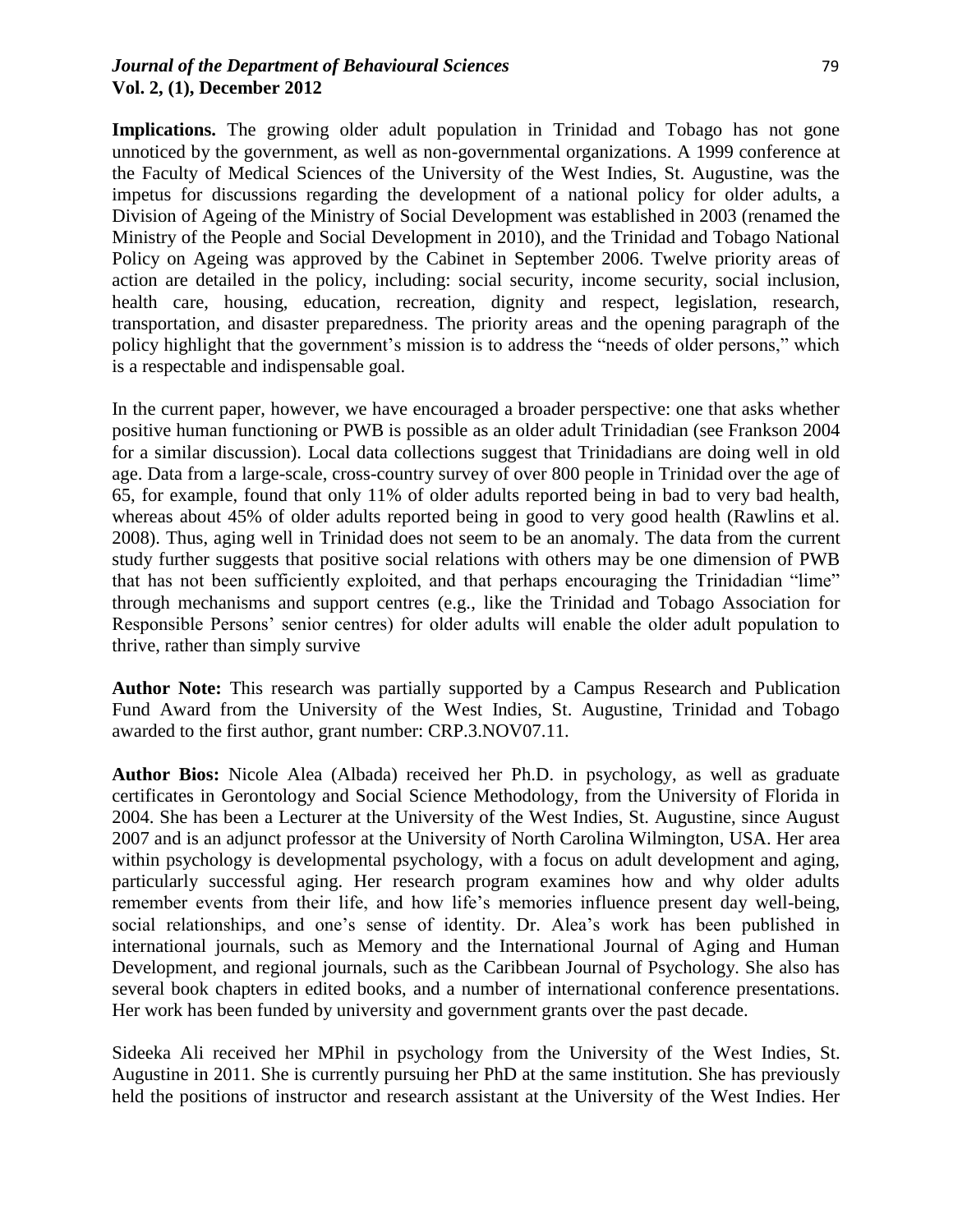**Implications.** The growing older adult population in Trinidad and Tobago has not gone unnoticed by the government, as well as non-governmental organizations. A 1999 conference at the Faculty of Medical Sciences of the University of the West Indies, St. Augustine, was the impetus for discussions regarding the development of a national policy for older adults, a Division of Ageing of the Ministry of Social Development was established in 2003 (renamed the Ministry of the People and Social Development in 2010), and the Trinidad and Tobago National Policy on Ageing was approved by the Cabinet in September 2006. Twelve priority areas of action are detailed in the policy, including: social security, income security, social inclusion, health care, housing, education, recreation, dignity and respect, legislation, research, transportation, and disaster preparedness. The priority areas and the opening paragraph of the policy highlight that the government's mission is to address the "needs of older persons," which is a respectable and indispensable goal.

In the current paper, however, we have encouraged a broader perspective: one that asks whether positive human functioning or PWB is possible as an older adult Trinidadian (see Frankson 2004 for a similar discussion). Local data collections suggest that Trinidadians are doing well in old age. Data from a large-scale, cross-country survey of over 800 people in Trinidad over the age of 65, for example, found that only 11% of older adults reported being in bad to very bad health, whereas about 45% of older adults reported being in good to very good health (Rawlins et al. 2008). Thus, aging well in Trinidad does not seem to be an anomaly. The data from the current study further suggests that positive social relations with others may be one dimension of PWB that has not been sufficiently exploited, and that perhaps encouraging the Trinidadian "lime" through mechanisms and support centres (e.g., like the Trinidad and Tobago Association for Responsible Persons' senior centres) for older adults will enable the older adult population to thrive, rather than simply survive

**Author Note:** This research was partially supported by a Campus Research and Publication Fund Award from the University of the West Indies, St. Augustine, Trinidad and Tobago awarded to the first author, grant number: CRP.3.NOV07.11.

**Author Bios:** Nicole Alea (Albada) received her Ph.D. in psychology, as well as graduate certificates in Gerontology and Social Science Methodology, from the University of Florida in 2004. She has been a Lecturer at the University of the West Indies, St. Augustine, since August 2007 and is an adjunct professor at the University of North Carolina Wilmington, USA. Her area within psychology is developmental psychology, with a focus on adult development and aging, particularly successful aging. Her research program examines how and why older adults remember events from their life, and how life's memories influence present day well-being, social relationships, and one's sense of identity. Dr. Alea's work has been published in international journals, such as Memory and the International Journal of Aging and Human Development, and regional journals, such as the Caribbean Journal of Psychology. She also has several book chapters in edited books, and a number of international conference presentations. Her work has been funded by university and government grants over the past decade.

Sideeka Ali received her MPhil in psychology from the University of the West Indies, St. Augustine in 2011. She is currently pursuing her PhD at the same institution. She has previously held the positions of instructor and research assistant at the University of the West Indies. Her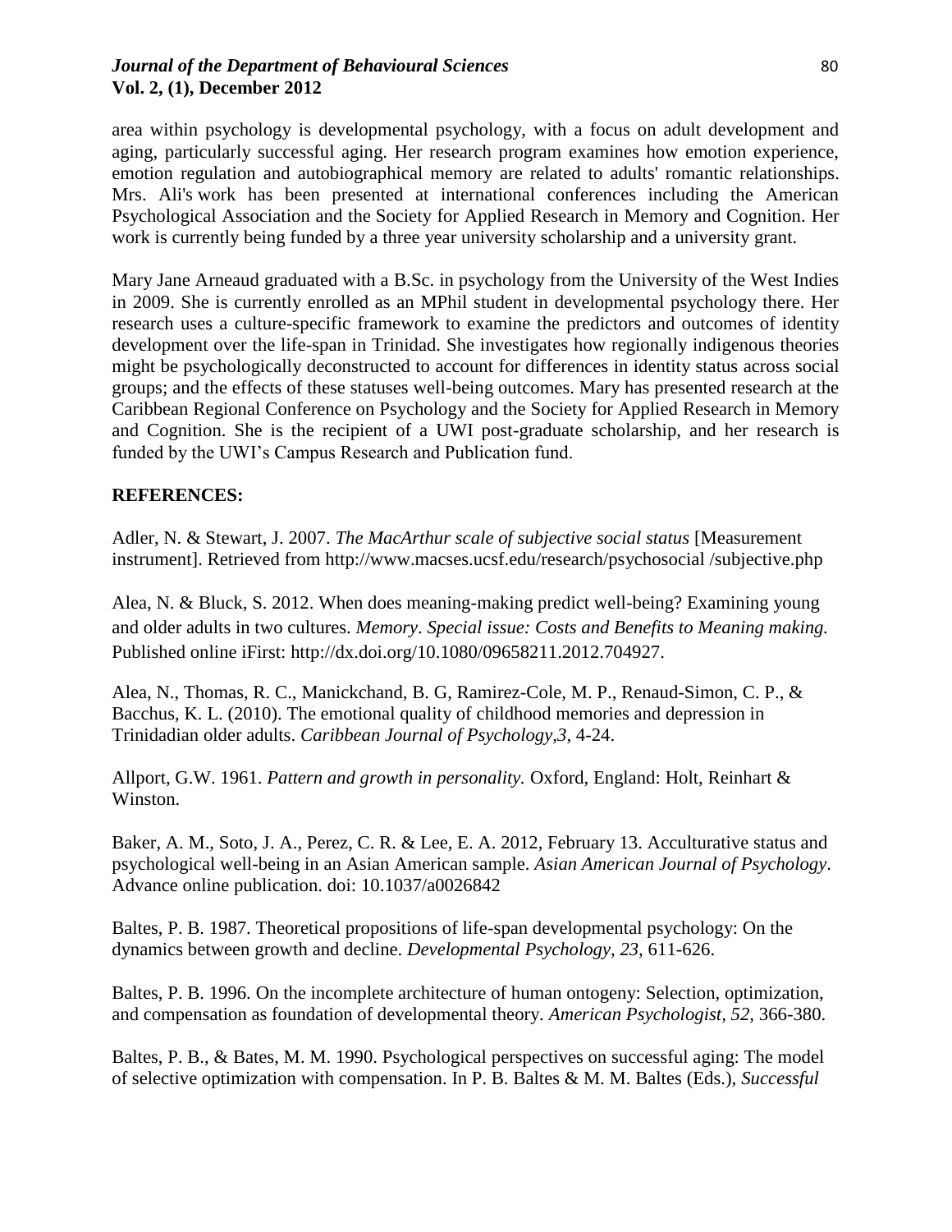area within psychology is developmental psychology, with a focus on adult development and aging, particularly successful aging. Her research program examines how emotion experience, emotion regulation and autobiographical memory are related to adults' romantic relationships. Mrs. Ali's work has been presented at international conferences including the American Psychological Association and the Society for Applied Research in Memory and Cognition. Her work is currently being funded by a three year university scholarship and a university grant.

Mary Jane Arneaud graduated with a B.Sc. in psychology from the University of the West Indies in 2009. She is currently enrolled as an MPhil student in developmental psychology there. Her research uses a culture-specific framework to examine the predictors and outcomes of identity development over the life-span in Trinidad. She investigates how regionally indigenous theories might be psychologically deconstructed to account for differences in identity status across social groups; and the effects of these statuses well-being outcomes. Mary has presented research at the Caribbean Regional Conference on Psychology and the Society for Applied Research in Memory and Cognition. She is the recipient of a UWI post-graduate scholarship, and her research is funded by the UWI's Campus Research and Publication fund.

## REFERENCES:

Adler, N. & Stewart, J. 2007. *The MacArthur scale of subjective social status* [Measurement instrument]. Retrieved from http://www.macses.ucsf.edu/research/psychosocial /subjective.php

Alea, N. & Bluck, S. 2012. When does meaning-making predict well-being? Examining young and older adults in two cultures. *Memory*. *Special issue: Costs and Benefits to Meaning making.* Published online iFirst: http://dx.doi.org/10.1080/09658211.2012.704927.

Alea, N., Thomas, R. C., Manickchand, B. G, Ramirez-Cole, M. P., Renaud-Simon, C. P., & Bacchus, K. L. (2010). The emotional quality of childhood memories and depression in Trinidadian older adults. *Caribbean Journal of Psychology*,*3*, 4-24.

Allport, G.W. 1961. *Pattern and growth in personality.* Oxford, England: Holt, Reinhart & Winston.

Baker, A. M., Soto, J. A., Perez, C. R. & Lee, E. A. 2012, February 13. Acculturative status and psychological well-being in an Asian American sample. *Asian American Journal of Psychology*. Advance online publication. doi: 10.1037/a0026842

Baltes, P. B. 1987. Theoretical propositions of life-span developmental psychology: On the dynamics between growth and decline. *Developmental Psychology, 23*, 611-626.

Baltes, P. B. 1996. On the incomplete architecture of human ontogeny: Selection, optimization, and compensation as foundation of developmental theory. *American Psychologist, 52,* 366-380.

Baltes, P. B., & Bates, M. M. 1990. Psychological perspectives on successful aging: The model of selective optimization with compensation. In P. B. Baltes & M. M. Baltes (Eds.), *Successful*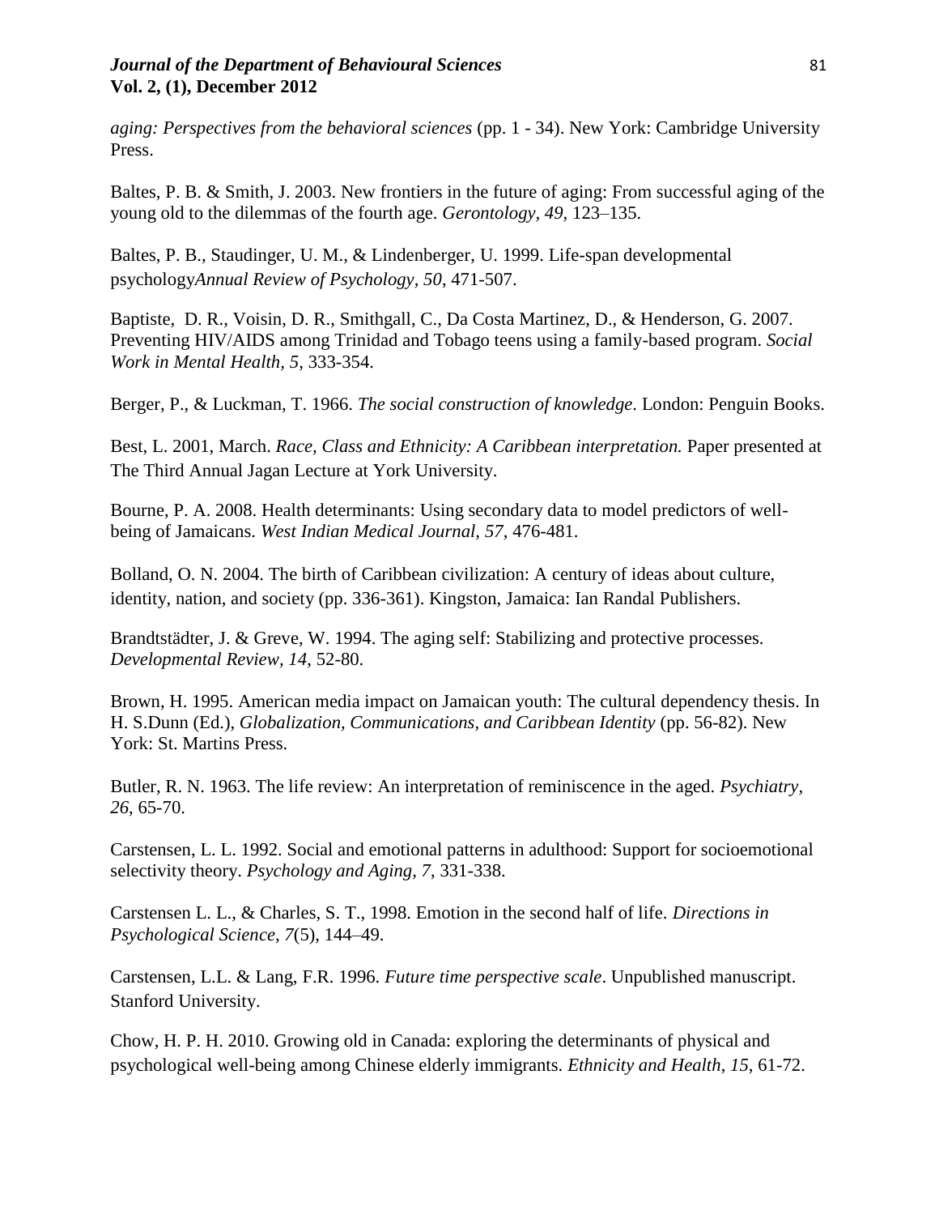*aging: Perspectives from the behavioral sciences* (pp. 1 - 34). New York: Cambridge University Press.

Baltes, P. B. & Smith, J. 2003. New frontiers in the future of aging: From successful aging of the young old to the dilemmas of the fourth age. *Gerontology, 49*, 123–135.

Baltes, P. B., Staudinger, U. M., & Lindenberger, U. 1999. Life-span developmental psychology*Annual Review of Psychology, 50*, 471-507.

Baptiste, D. R., Voisin, D. R., Smithgall, C., Da Costa Martinez, D., & Henderson, G. 2007. Preventing HIV/AIDS among Trinidad and Tobago teens using a family-based program. *Social Work in Mental Health, 5*, 333-354.

Berger, P., & Luckman, T. 1966. *The social construction of knowledge.* London: Penguin Books.

Best, L. 2001, March. *Race, Class and Ethnicity: A Caribbean interpretation.* Paper presented at The Third Annual Jagan Lecture at York University.

Bourne, P. A. 2008. Health determinants: Using secondary data to model predictors of well-being of Jamaicans. *West Indian Medical Journal, 57*, 476-481.

Bolland, O. N. 2004. The birth of Caribbean civilization: A century of ideas about culture, identity, nation, and society (pp. 336-361). Kingston, Jamaica: Ian Randal Publishers.

Brandtstädter, J. & Greve, W. 1994. The aging self: Stabilizing and protective processes. *Developmental Review, 14*, 52-80.

Brown, H. 1995. American media impact on Jamaican youth: The cultural dependency thesis. In H. S.Dunn (Ed.), *Globalization, Communications, and Caribbean Identity* (pp. 56-82). New York: St. Martins Press.

Butler, R. N. 1963. The life review: An interpretation of reminiscence in the aged. *Psychiatry, 26*, 65-70.

Carstensen, L. L. 1992. Social and emotional patterns in adulthood: Support for socioemotional selectivity theory. *Psychology and Aging, 7*, 331-338.

Carstensen L. L., & Charles, S. T., 1998. Emotion in the second half of life. *Directions in Psychological Science, 7*(5), 144–49.

Carstensen, L.L. & Lang, F.R. 1996. *Future time perspective scale*. Unpublished manuscript. Stanford University.

Chow, H. P. H. 2010. Growing old in Canada: exploring the determinants of physical and psychological well-being among Chinese elderly immigrants. *Ethnicity and Health, 15*, 61-72.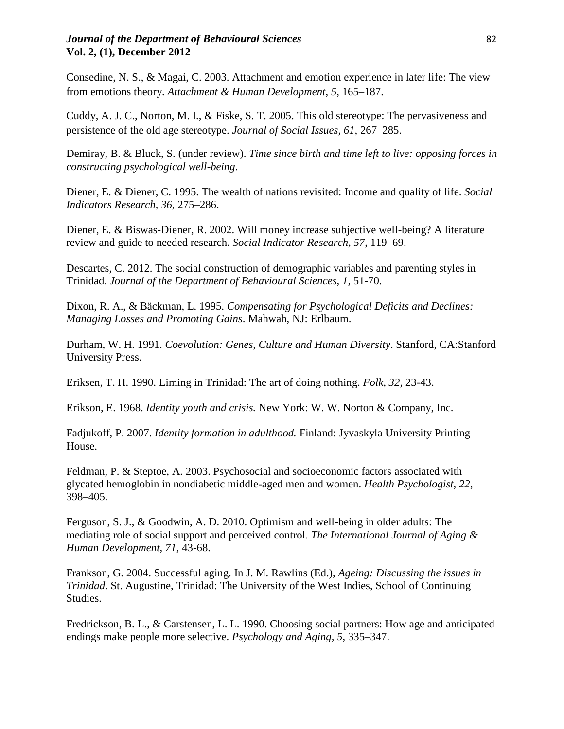Consedine, N. S., & Magai, C. 2003. Attachment and emotion experience in later life: The view from emotions theory. *Attachment & Human Development, 5,* 165–187.

Cuddy, A. J. C., Norton, M. I., & Fiske, S. T. 2005. This old stereotype: The pervasiveness and persistence of the old age stereotype. *Journal of Social Issues, 61,* 267–285.

Demiray, B. & Bluck, S. (under review). *Time since birth and time left to live: opposing forces in constructing psychological well-being*.

Diener, E. & Diener, C. 1995. The wealth of nations revisited: Income and quality of life. *Social Indicators Research, 36*, 275–286.

Diener, E. & Biswas-Diener, R. 2002. Will money increase subjective well-being? A literature review and guide to needed research. *Social Indicator Research, 57*, 119–69.

Descartes, C. 2012. The social construction of demographic variables and parenting styles in Trinidad. *Journal of the Department of Behavioural Sciences, 1,* 51-70.

Dixon, R. A., & Bäckman, L. 1995. *Compensating for Psychological Deficits and Declines: Managing Losses and Promoting Gains*. Mahwah, NJ: Erlbaum.

Durham, W. H. 1991. *Coevolution: Genes, Culture and Human Diversity*. Stanford, CA:Stanford University Press.

Eriksen, T. H. 1990. Liming in Trinidad: The art of doing nothing. *Folk, 32,* 23-43.

Erikson, E. 1968. *Identity youth and crisis.* New York: W. W. Norton & Company, Inc.

Fadjukoff, P. 2007. *Identity formation in adulthood.* Finland: Jyvaskyla University Printing House.

Feldman, P. & Steptoe, A. 2003. Psychosocial and socioeconomic factors associated with glycated hemoglobin in nondiabetic middle-aged men and women. *Health Psychologist, 22*, 398–405.

Ferguson, S. J., & Goodwin, A. D. 2010. Optimism and well-being in older adults: The mediating role of social support and perceived control. *The International Journal of Aging & Human Development, 71*, 43-68.

Frankson, G. 2004. Successful aging. In J. M. Rawlins (Ed.), *Ageing: Discussing the issues in Trinidad*. St. Augustine, Trinidad: The University of the West Indies, School of Continuing Studies.

Fredrickson, B. L., & Carstensen, L. L. 1990. Choosing social partners: How age and anticipated endings make people more selective. *Psychology and Aging, 5*, 335–347.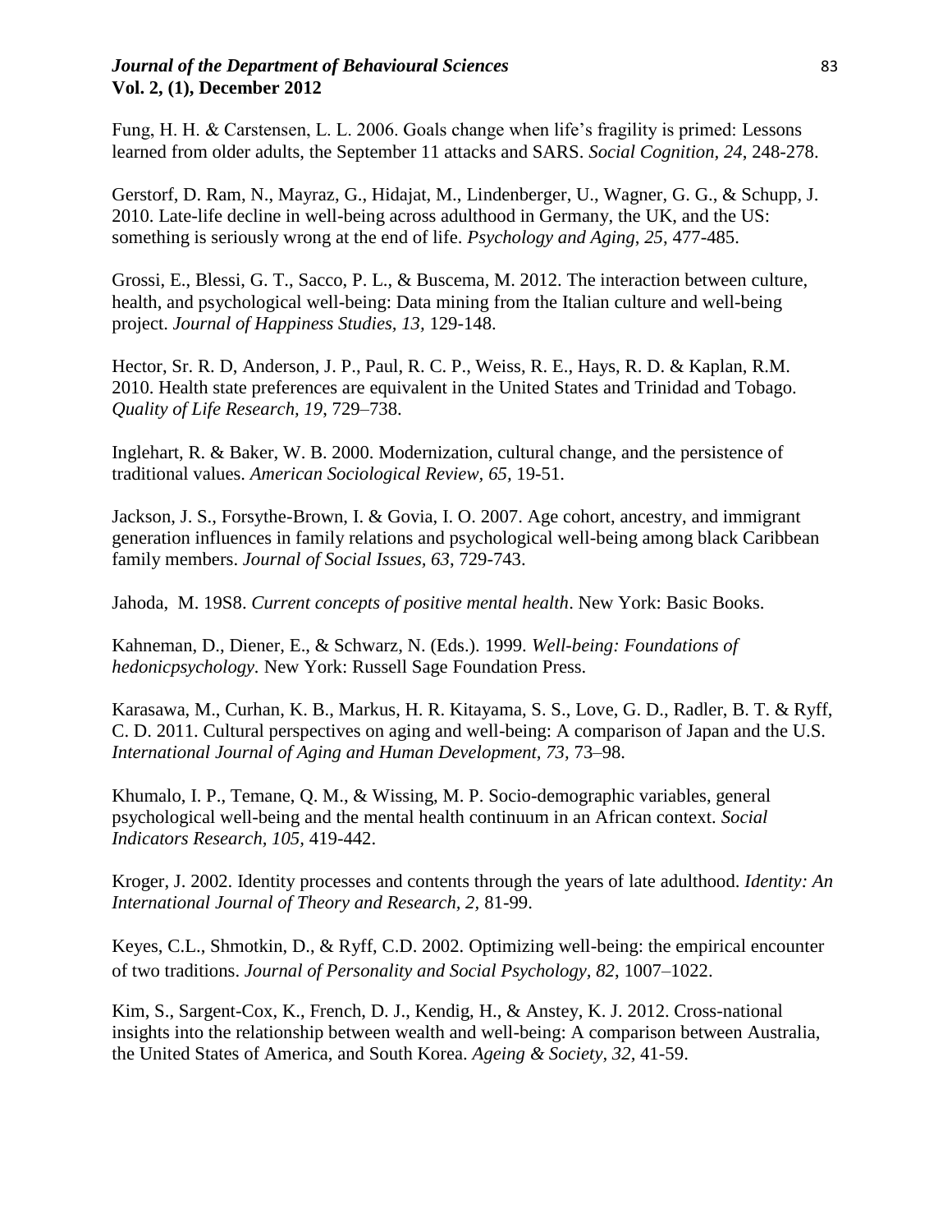Fung, H. H. & Carstensen, L. L. 2006. Goals change when life's fragility is primed: Lessons learned from older adults, the September 11 attacks and SARS. *Social Cognition, 24*, 248-278.

Gerstorf, D. Ram, N., Mayraz, G., Hidajat, M., Lindenberger, U., Wagner, G. G., & Schupp, J. 2010. Late-life decline in well-being across adulthood in Germany, the UK, and the US: something is seriously wrong at the end of life. *Psychology and Aging*, *25*, 477-485.

Grossi, E., Blessi, G. T., Sacco, P. L., & Buscema, M. 2012. The interaction between culture, health, and psychological well-being: Data mining from the Italian culture and well-being project. *Journal of Happiness Studies, 13,* 129-148.

Hector, Sr. R. D, Anderson, J. P., Paul, R. C. P., Weiss, R. E., Hays, R. D. & Kaplan, R.M. 2010. Health state preferences are equivalent in the United States and Trinidad and Tobago. *Quality of Life Research, 19,* 729–738.

Inglehart, R. & Baker, W. B. 2000. Modernization, cultural change, and the persistence of traditional values. *American Sociological Review, 65,* 19-51.

Jackson, J. S., Forsythe-Brown, I. & Govia, I. O. 2007. Age cohort, ancestry, and immigrant generation influences in family relations and psychological well-being among black Caribbean family members. *Journal of Social Issues*, *63*, 729-743.

Jahoda, M. 19S8. *Current concepts of positive mental health*. New York: Basic Books.

Kahneman, D., Diener, E., & Schwarz, N. (Eds.). 1999. *Well-being: Foundations of hedonicpsychology.* New York: Russell Sage Foundation Press.

Karasawa, M., Curhan, K. B., Markus, H. R. Kitayama, S. S., Love, G. D., Radler, B. T. & Ryff, C. D. 2011. Cultural perspectives on aging and well-being: A comparison of Japan and the U.S. *International Journal of Aging and Human Development, 73,* 73–98.

Khumalo, I. P., Temane, Q. M., & Wissing, M. P. Socio-demographic variables, general psychological well-being and the mental health continuum in an African context. *Social Indicators Research, 105,* 419-442.

Kroger, J. 2002. Identity processes and contents through the years of late adulthood. *Identity: An International Journal of Theory and Research, 2,* 81-99.

Keyes, C.L., Shmotkin, D., & Ryff, C.D. 2002. Optimizing well-being: the empirical encounter of two traditions. *Journal of Personality and Social Psychology, 82,* 1007–1022.

Kim, S., Sargent-Cox, K., French, D. J., Kendig, H., & Anstey, K. J. 2012. Cross-national insights into the relationship between wealth and well-being: A comparison between Australia, the United States of America, and South Korea. *Ageing & Society, 32,* 41-59.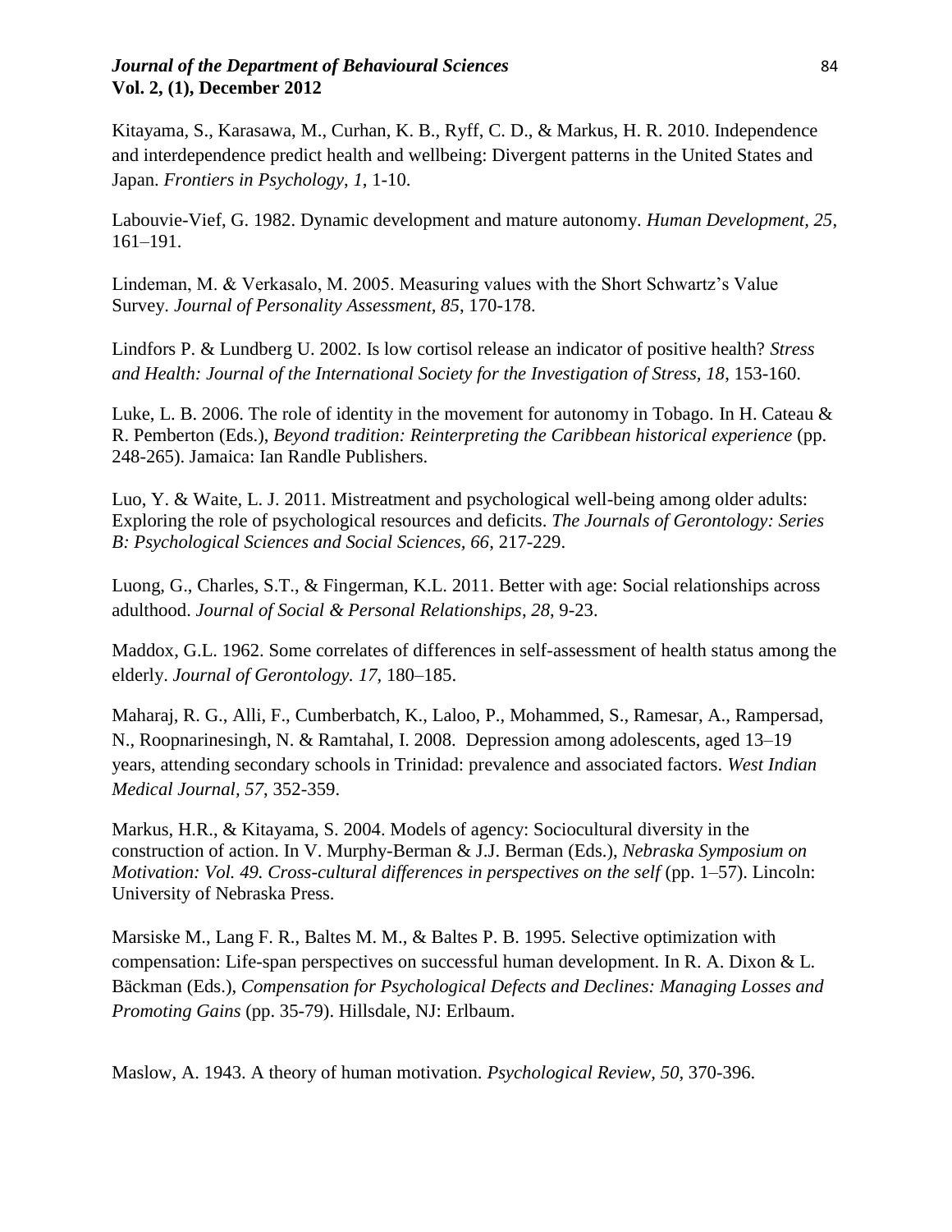Kitayama, S., Karasawa, M., Curhan, K. B., Ryff, C. D., & Markus, H. R. 2010. Independence and interdependence predict health and wellbeing: Divergent patterns in the United States and Japan. *Frontiers in Psychology*, *1*, 1-10.

Labouvie-Vief, G. 1982. Dynamic development and mature autonomy. *Human Development, 25*, 161–191.

Lindeman, M. & Verkasalo, M. 2005. Measuring values with the Short Schwartz's Value Survey. *Journal of Personality Assessment, 85*, 170-178.

Lindfors P. & Lundberg U. 2002. Is low cortisol release an indicator of positive health? *Stress and Health: Journal of the International Society for the Investigation of Stress, 18*, 153-160.

Luke, L. B. 2006. The role of identity in the movement for autonomy in Tobago. In H. Cateau & R. Pemberton (Eds.), *Beyond tradition: Reinterpreting the Caribbean historical experience* (pp. 248-265). Jamaica: Ian Randle Publishers.

Luo, Y. & Waite, L. J. 2011. Mistreatment and psychological well-being among older adults: Exploring the role of psychological resources and deficits. *The Journals of Gerontology: Series B: Psychological Sciences and Social Sciences, 66*, 217-229.

Luong, G., Charles, S.T., & Fingerman, K.L. 2011. Better with age: Social relationships across adulthood. *Journal of Social & Personal Relationships*, *28*, 9-23.

Maddox, G.L. 1962. Some correlates of differences in self-assessment of health status among the elderly. *Journal of Gerontology. 17,* 180–185.

Maharaj, R. G., Alli, F., Cumberbatch, K., Laloo, P., Mohammed, S., Ramesar, A., Rampersad, N., Roopnarinesingh, N. & Ramtahal, I. 2008. Depression among adolescents, aged 13–19 years, attending secondary schools in Trinidad: prevalence and associated factors. *West Indian Medical Journal, 57*, 352-359.

Markus, H.R., & Kitayama, S. 2004. Models of agency: Sociocultural diversity in the construction of action. In V. Murphy-Berman & J.J. Berman (Eds.), *Nebraska Symposium on Motivation: Vol. 49. Cross-cultural differences in perspectives on the self* (pp. 1–57). Lincoln: University of Nebraska Press.

Marsiske M., Lang F. R., Baltes M. M., & Baltes P. B. 1995. Selective optimization with compensation: Life-span perspectives on successful human development. In R. A. Dixon & L. Bäckman (Eds.), *Compensation for Psychological Defects and Declines: Managing Losses and Promoting Gains* (pp. 35-79). Hillsdale, NJ: Erlbaum.

Maslow, A. 1943. A theory of human motivation. *Psychological Review, 50*, 370-396.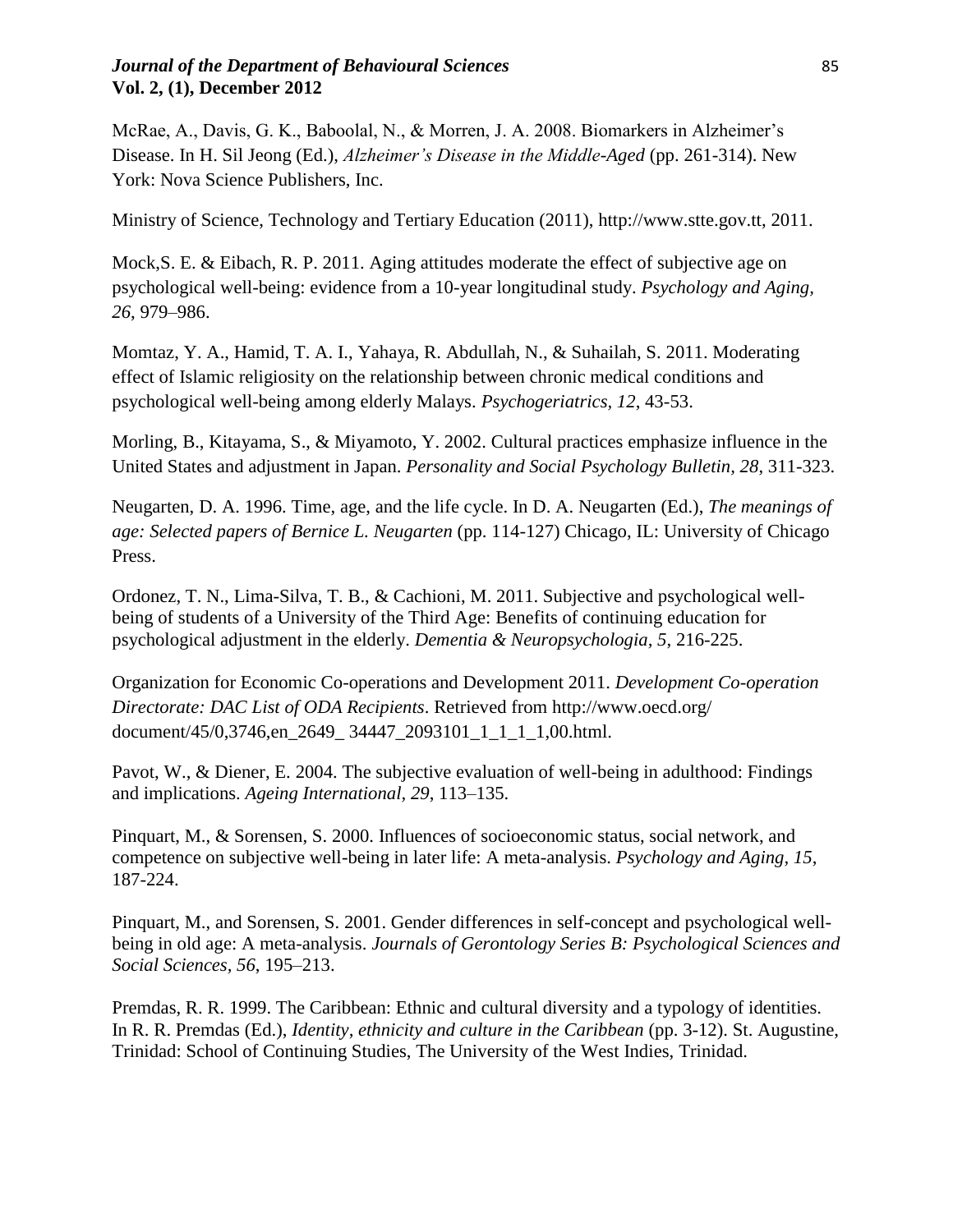McRae, A., Davis, G. K., Baboolal, N., & Morren, J. A. 2008. Biomarkers in Alzheimer's Disease. In H. Sil Jeong (Ed.), *Alzheimer's Disease in the Middle-Aged* (pp. 261-314). New York: Nova Science Publishers, Inc.

Ministry of Science, Technology and Tertiary Education (2011), http://www.stte.gov.tt, 2011.

Mock,S. E. & Eibach, R. P. 2011. Aging attitudes moderate the effect of subjective age on psychological well-being: evidence from a 10-year longitudinal study. *Psychology and Aging, 26*, 979–986.

Momtaz, Y. A., Hamid, T. A. I., Yahaya, R. Abdullah, N., & Suhailah, S. 2011. Moderating effect of Islamic religiosity on the relationship between chronic medical conditions and psychological well-being among elderly Malays. *Psychogeriatrics, 12*, 43-53.

Morling, B., Kitayama, S., & Miyamoto, Y. 2002. Cultural practices emphasize influence in the United States and adjustment in Japan. *Personality and Social Psychology Bulletin, 28*, 311-323.

Neugarten, D. A. 1996. Time, age, and the life cycle. In D. A. Neugarten (Ed.), *The meanings of age: Selected papers of Bernice L. Neugarten* (pp. 114-127) Chicago, IL: University of Chicago Press.

Ordonez, T. N., Lima-Silva, T. B., & Cachioni, M. 2011. Subjective and psychological well-being of students of a University of the Third Age: Benefits of continuing education for psychological adjustment in the elderly. *Dementia & Neuropsychologia, 5*, 216-225.

Organization for Economic Co-operations and Development 2011. *Development Co-operation Directorate: DAC List of ODA Recipients*. Retrieved from http://www.oecd.org/ document/45/0,3746,en_2649_ 34447_2093101_1_1_1_1,00.html.

Pavot, W., & Diener, E. 2004. The subjective evaluation of well-being in adulthood: Findings and implications. *Ageing International, 29*, 113–135.

Pinquart, M., & Sorensen, S. 2000. Influences of socioeconomic status, social network, and competence on subjective well-being in later life: A meta-analysis. *Psychology and Aging, 15*, 187-224.

Pinquart, M., and Sorensen, S. 2001. Gender differences in self-concept and psychological well-being in old age: A meta-analysis. *Journals of Gerontology Series B: Psychological Sciences and Social Sciences, 56*, 195–213.

Premdas, R. R. 1999. The Caribbean: Ethnic and cultural diversity and a typology of identities. In R. R. Premdas (Ed.), *Identity, ethnicity and culture in the Caribbean* (pp. 3-12). St. Augustine, Trinidad: School of Continuing Studies, The University of the West Indies, Trinidad.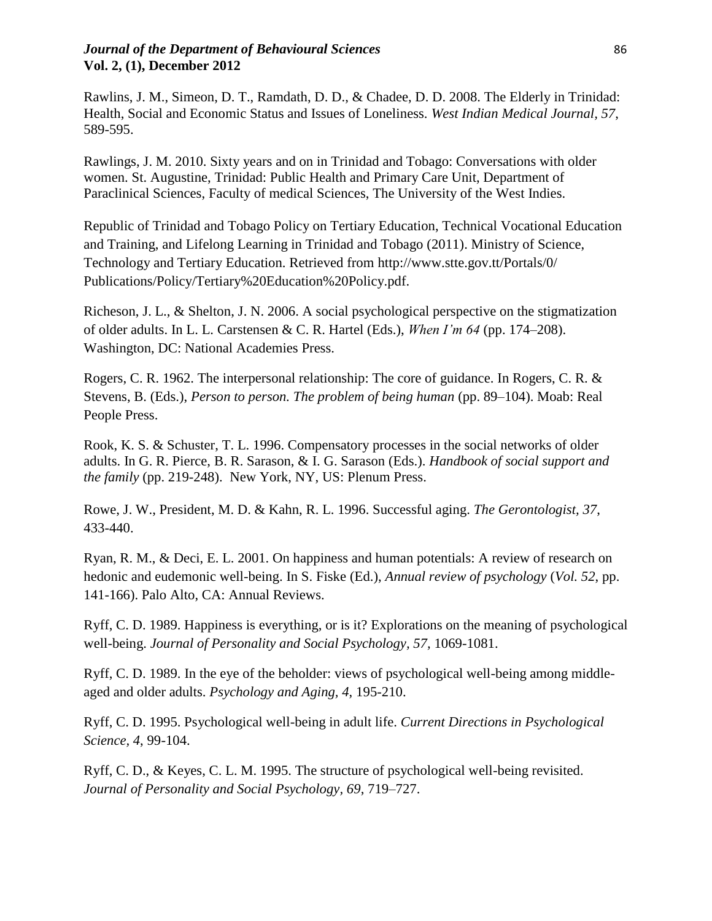Rawlins, J. M., Simeon, D. T., Ramdath, D. D., & Chadee, D. D. 2008. The Elderly in Trinidad: Health, Social and Economic Status and Issues of Loneliness. *West Indian Medical Journal, 57*, 589-595.

Rawlings, J. M. 2010. Sixty years and on in Trinidad and Tobago: Conversations with older women. St. Augustine, Trinidad: Public Health and Primary Care Unit, Department of Paraclinical Sciences, Faculty of medical Sciences, The University of the West Indies.

Republic of Trinidad and Tobago Policy on Tertiary Education, Technical Vocational Education and Training, and Lifelong Learning in Trinidad and Tobago (2011). Ministry of Science, Technology and Tertiary Education. Retrieved from http://www.stte.gov.tt/Portals/0/Publications/Policy/Tertiary%20Education%20Policy.pdf.

Richeson, J. L., & Shelton, J. N. 2006. A social psychological perspective on the stigmatization of older adults. In L. L. Carstensen & C. R. Hartel (Eds.), *When I'm 64* (pp. 174–208). Washington, DC: National Academies Press.

Rogers, C. R. 1962. The interpersonal relationship: The core of guidance. In Rogers, C. R. & Stevens, B. (Eds.), *Person to person. The problem of being human* (pp. 89–104). Moab: Real People Press.

Rook, K. S. & Schuster, T. L. 1996. Compensatory processes in the social networks of older adults. In G. R. Pierce, B. R. Sarason, & I. G. Sarason (Eds.). *Handbook of social support and the family* (pp. 219-248). New York, NY, US: Plenum Press.

Rowe, J. W., President, M. D. & Kahn, R. L. 1996. Successful aging. *The Gerontologist, 37*, 433-440.

Ryan, R. M., & Deci, E. L. 2001. On happiness and human potentials: A review of research on hedonic and eudemonic well-being. In S. Fiske (Ed.), *Annual review of psychology* (*Vol. 52*, pp. 141-166). Palo Alto, CA: Annual Reviews.

Ryff, C. D. 1989. Happiness is everything, or is it? Explorations on the meaning of psychological well-being. *Journal of Personality and Social Psychology, 57*, 1069-1081.

Ryff, C. D. 1989. In the eye of the beholder: views of psychological well-being among middle-aged and older adults. *Psychology and Aging, 4*, 195-210.

Ryff, C. D. 1995. Psychological well-being in adult life. *Current Directions in Psychological Science, 4*, 99-104.

Ryff, C. D., & Keyes, C. L. M. 1995. The structure of psychological well-being revisited. *Journal of Personality and Social Psychology, 69*, 719–727.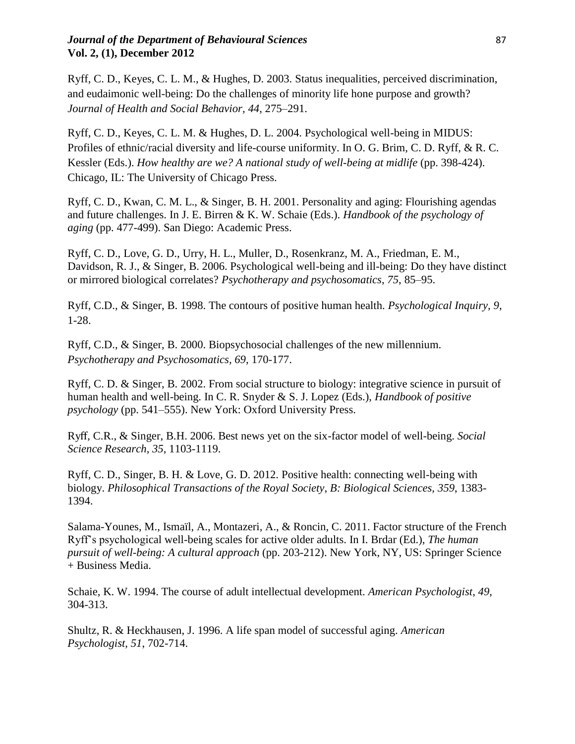Ryff, C. D., Keyes, C. L. M., & Hughes, D. 2003. Status inequalities, perceived discrimination, and eudaimonic well-being: Do the challenges of minority life hone purpose and growth? *Journal of Health and Social Behavior, 44*, 275–291.

Ryff, C. D., Keyes, C. L. M. & Hughes, D. L. 2004. Psychological well-being in MIDUS: Profiles of ethnic/racial diversity and life-course uniformity. In O. G. Brim, C. D. Ryff, & R. C. Kessler (Eds.). *How healthy are we? A national study of well-being at midlife* (pp. 398-424). Chicago, IL: The University of Chicago Press.

Ryff, C. D., Kwan, C. M. L., & Singer, B. H. 2001. Personality and aging: Flourishing agendas and future challenges. In J. E. Birren & K. W. Schaie (Eds.). *Handbook of the psychology of aging* (pp. 477-499). San Diego: Academic Press.

Ryff, C. D., Love, G. D., Urry, H. L., Muller, D., Rosenkranz, M. A., Friedman, E. M., Davidson, R. J., & Singer, B. 2006. Psychological well-being and ill-being: Do they have distinct or mirrored biological correlates? *Psychotherapy and psychosomatics*, *75*, 85–95.

Ryff, C.D., & Singer, B. 1998. The contours of positive human health. *Psychological Inquiry, 9*, 1-28.

Ryff, C.D., & Singer, B. 2000. Biopsychosocial challenges of the new millennium. *Psychotherapy and Psychosomatics*, *69*, 170-177.

Ryff, C. D. & Singer, B. 2002. From social structure to biology: integrative science in pursuit of human health and well-being. In C. R. Snyder & S. J. Lopez (Eds.), *Handbook of positive psychology* (pp. 541–555). New York: Oxford University Press.

Ryff, C.R., & Singer, B.H. 2006. Best news yet on the six-factor model of well-being. *Social Science Research, 35*, 1103-1119.

Ryff, C. D., Singer, B. H. & Love, G. D. 2012. Positive health: connecting well-being with biology. *Philosophical Transactions of the Royal Society, B: Biological Sciences*, *359*, 1383-1394.

Salama-Younes, M., Ismaïl, A., Montazeri, A., & Roncin, C. 2011. Factor structure of the French Ryff's psychological well-being scales for active older adults. In I. Brdar (Ed.), *The human pursuit of well-being: A cultural approach* (pp. 203-212). New York, NY, US: Springer Science + Business Media.

Schaie, K. W. 1994. The course of adult intellectual development. *American Psychologist*, *49*, 304-313.

Shultz, R. & Heckhausen, J. 1996. A life span model of successful aging. *American Psychologist, 51*, 702-714.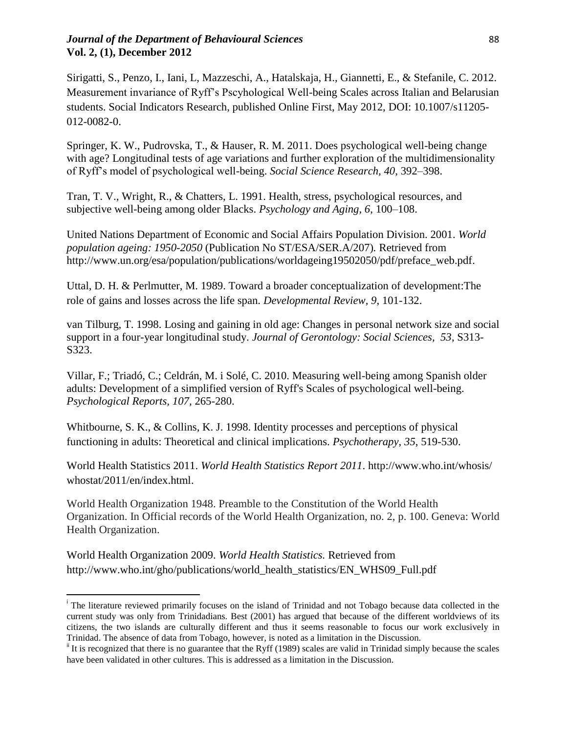Sirigatti, S., Penzo, I., Iani, L, Mazzeschi, A., Hatalskaja, H., Giannetti, E., & Stefanile, C. 2012. Measurement invariance of Ryff's Pscyhological Well-being Scales across Italian and Belarusian students. Social Indicators Research, published Online First, May 2012, DOI: 10.1007/s11205-012-0082-0.

Springer, K. W., Pudrovska, T., & Hauser, R. M. 2011. Does psychological well-being change with age? Longitudinal tests of age variations and further exploration of the multidimensionality of Ryff's model of psychological well-being. *Social Science Research, 40,* 392–398.

Tran, T. V., Wright, R., & Chatters, L. 1991. Health, stress, psychological resources, and subjective well-being among older Blacks. *Psychology and Aging, 6,* 100–108.

United Nations Department of Economic and Social Affairs Population Division. 2001. *World population ageing: 1950-2050* (Publication No ST/ESA/SER.A/207). Retrieved from http://www.un.org/esa/population/publications/worldageing19502050/pdf/preface_web.pdf.

Uttal, D. H. & Perlmutter, M. 1989. Toward a broader conceptualization of development:The role of gains and losses across the life span. *Developmental Review*, *9*, 101-132.

van Tilburg, T. 1998. Losing and gaining in old age: Changes in personal network size and social support in a four-year longitudinal study. *Journal of Gerontology: Social Sciences, 53*, S313-S323.

Villar, F.; Triadó, C.; Celdrán, M. i Solé, C. 2010. Measuring well-being among Spanish older adults: Development of a simplified version of Ryff's Scales of psychological well-being. *Psychological Reports, 107,* 265-280.

Whitbourne, S. K., & Collins, K. J. 1998. Identity processes and perceptions of physical functioning in adults: Theoretical and clinical implications. *Psychotherapy*, *35*, 519-530.

World Health Statistics 2011. *World Health Statistics Report 2011*. http://www.who.int/whosis/whostat/2011/en/index.html.

World Health Organization 1948. Preamble to the Constitution of the World Health Organization. In Official records of the World Health Organization, no. 2, p. 100. Geneva: World Health Organization.

World Health Organization 2009. *World Health Statistics.* Retrieved from http://www.who.int/gho/publications/world_health_statistics/EN_WHS09_Full.pdf

---

[i] The literature reviewed primarily focuses on the island of Trinidad and not Tobago because data collected in the current study was only from Trinidadians. Best (2001) has argued that because of the different worldviews of its citizens, the two islands are culturally different and thus it seems reasonable to focus our work exclusively in Trinidad. The absence of data from Tobago, however, is noted as a limitation in the Discussion.

[ii] It is recognized that there is no guarantee that the Ryff (1989) scales are valid in Trinidad simply because the scales have been validated in other cultures. This is addressed as a limitation in the Discussion.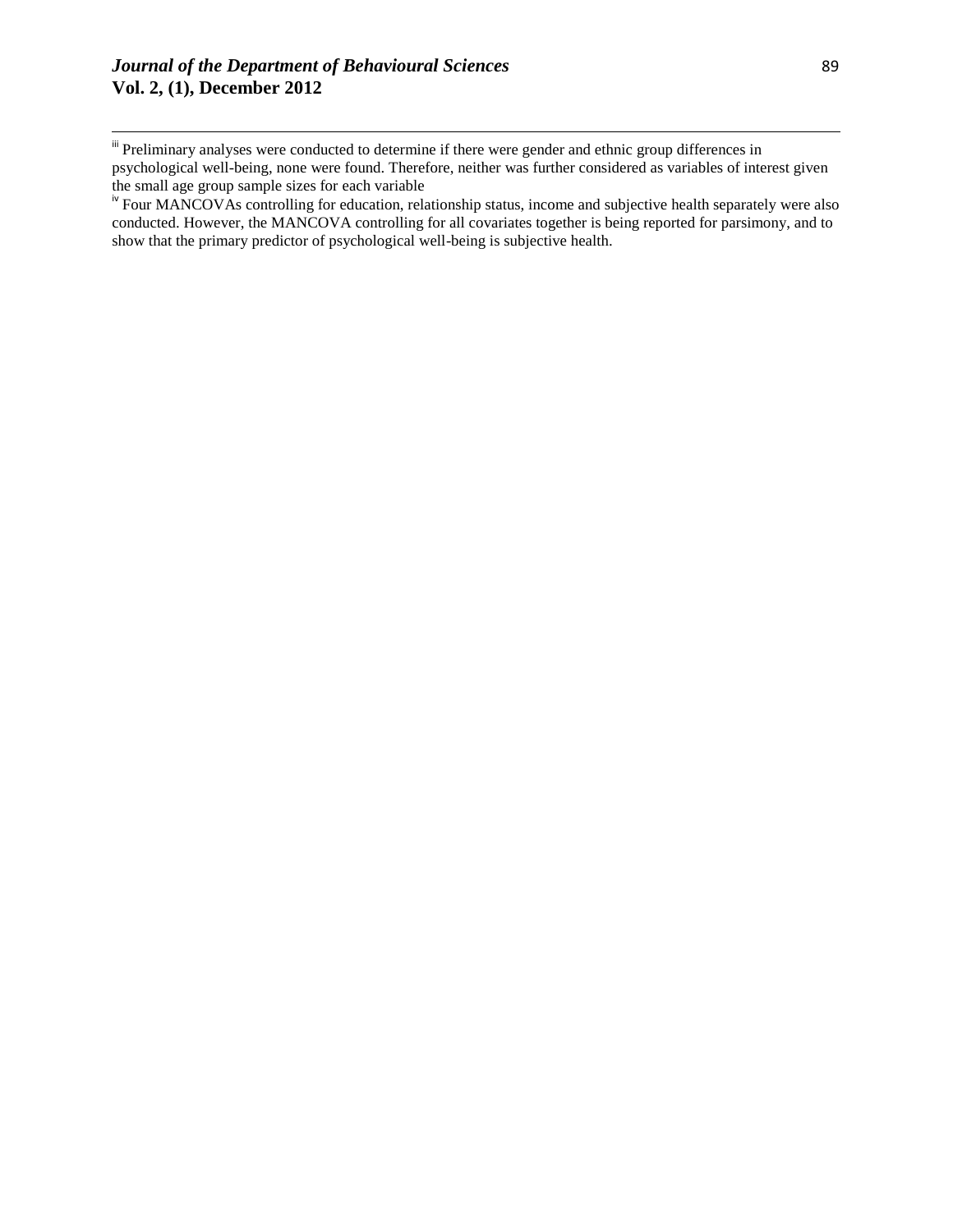[iii] Preliminary analyses were conducted to determine if there were gender and ethnic group differences in psychological well-being, none were found. Therefore, neither was further considered as variables of interest given the small age group sample sizes for each variable

[iv] Four MANCOVAs controlling for education, relationship status, income and subjective health separately were also conducted. However, the MANCOVA controlling for all covariates together is being reported for parsimony, and to show that the primary predictor of psychological well-being is subjective health.